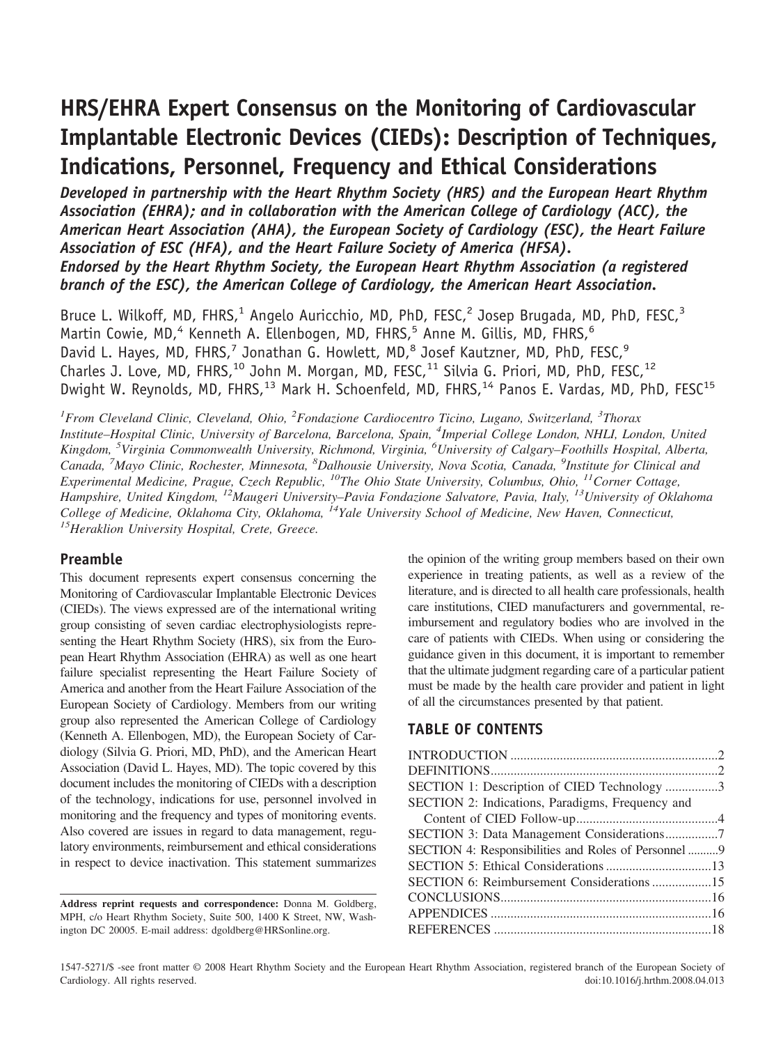# HRS/EHRA Expert Consensus on the Monitoring of Cardiovascular Implantable Electronic Devices (CIEDs): Description of Techniques, Indications, Personnel, Frequency and Ethical Considerations

***Developed in partnership with the Heart Rhythm Society (HRS) and the European Heart Rhythm Association (EHRA); and in collaboration with the American College of Cardiology (ACC), the American Heart Association (AHA), the European Society of Cardiology (ESC), the Heart Failure Association of ESC (HFA), and the Heart Failure Society of America (HFSA). Endorsed by the Heart Rhythm Society, the European Heart Rhythm Association (a registered branch of the ESC), the American College of Cardiology, the American Heart Association.***

Bruce L. Wilkoff, MD, FHRS,[1] Angelo Auricchio, MD, PhD, FESC,[2] Josep Brugada, MD, PhD, FESC,[3] Martin Cowie, MD,[4] Kenneth A. Ellenbogen, MD, FHRS,[5] Anne M. Gillis, MD, FHRS,[6] David L. Hayes, MD, FHRS,[7] Jonathan G. Howlett, MD,[8] Josef Kautzner, MD, PhD, FESC,[9] Charles J. Love, MD, FHRS,[10] John M. Morgan, MD, FESC,[11] Silvia G. Priori, MD, PhD, FESC,[12] Dwight W. Reynolds, MD, FHRS,[13] Mark H. Schoenfeld, MD, FHRS,[14] Panos E. Vardas, MD, PhD, FESC[15]

*[1]From Cleveland Clinic, Cleveland, Ohio, [2]Fondazione Cardiocentro Ticino, Lugano, Switzerland, [3]Thorax Institute–Hospital Clinic, University of Barcelona, Barcelona, Spain, [4]Imperial College London, NHLI, London, United Kingdom, [5]Virginia Commonwealth University, Richmond, Virginia, [6]University of Calgary–Foothills Hospital, Alberta, Canada, [7]Mayo Clinic, Rochester, Minnesota, [8]Dalhousie University, Nova Scotia, Canada, [9]Institute for Clinical and Experimental Medicine, Prague, Czech Republic, [10]The Ohio State University, Columbus, Ohio, [11]Corner Cottage, Hampshire, United Kingdom, [12]Maugeri University–Pavia Fondazione Salvatore, Pavia, Italy, [13]University of Oklahoma College of Medicine, Oklahoma City, Oklahoma, [14]Yale University School of Medicine, New Haven, Connecticut, [15]Heraklion University Hospital, Crete, Greece.*

## Preamble

This document represents expert consensus concerning the Monitoring of Cardiovascular Implantable Electronic Devices (CIEDs). The views expressed are of the international writing group consisting of seven cardiac electrophysiologists representing the Heart Rhythm Society (HRS), six from the European Heart Rhythm Association (EHRA) as well as one heart failure specialist representing the Heart Failure Society of America and another from the Heart Failure Association of the European Society of Cardiology. Members from our writing group also represented the American College of Cardiology (Kenneth A. Ellenbogen, MD), the European Society of Cardiology (Silvia G. Priori, MD, PhD), and the American Heart Association (David L. Hayes, MD). The topic covered by this document includes the monitoring of CIEDs with a description of the technology, indications for use, personnel involved in monitoring and the frequency and types of monitoring events. Also covered are issues in regard to data management, regulatory environments, reimbursement and ethical considerations in respect to device inactivation. This statement summarizes the opinion of the writing group members based on their own experience in treating patients, as well as a review of the literature, and is directed to all health care professionals, health care institutions, CIED manufacturers and governmental, reimbursement and regulatory bodies who are involved in the care of patients with CIEDs. When using or considering the guidance given in this document, it is important to remember that the ultimate judgment regarding care of a particular patient must be made by the health care provider and patient in light of all the circumstances presented by that patient.

**Address reprint requests and correspondence:** Donna M. Goldberg, MPH, c/o Heart Rhythm Society, Suite 500, 1400 K Street, NW, Washington DC 20005. E-mail address: dgoldberg@HRSonline.org.

## TABLE OF CONTENTS

| | |
|---|---|
| INTRODUCTION | 2 |
| DEFINITIONS | 2 |
| SECTION 1: Description of CIED Technology | 3 |
| SECTION 2: Indications, Paradigms, Frequency and Content of CIED Follow-up | 4 |
| SECTION 3: Data Management Considerations | 7 |
| SECTION 4: Responsibilities and Roles of Personnel | 9 |
| SECTION 5: Ethical Considerations | 13 |
| SECTION 6: Reimbursement Considerations | 15 |
| CONCLUSIONS | 16 |
| APPENDICES | 16 |
| REFERENCES | 18 |

1547-5271/$ -see front matter © 2008 Heart Rhythm Society and the European Heart Rhythm Association, registered branch of the European Society of Cardiology. All rights reserved. doi:10.1016/j.hrthm.2008.04.013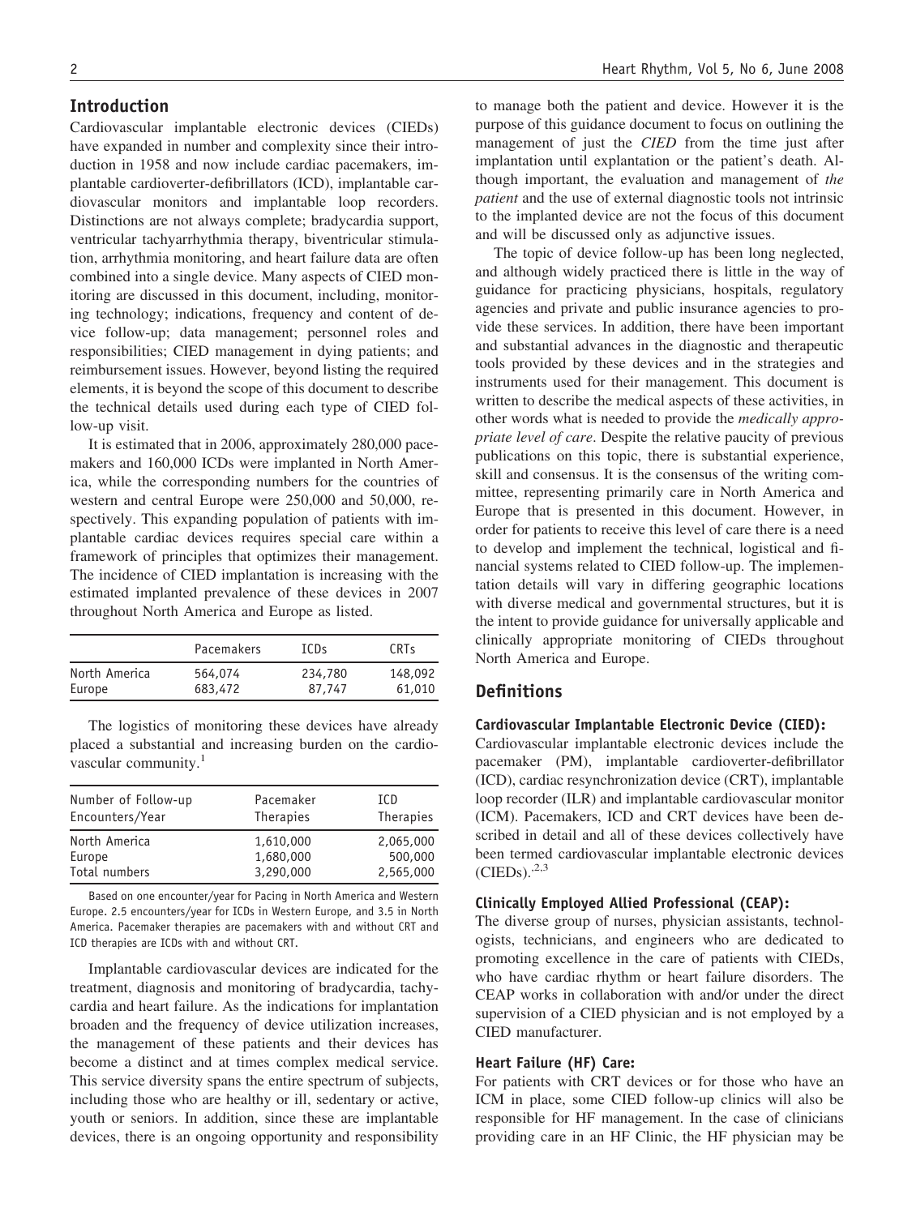## Introduction

Cardiovascular implantable electronic devices (CIEDs) have expanded in number and complexity since their introduction in 1958 and now include cardiac pacemakers, implantable cardioverter-defibrillators (ICD), implantable cardiovascular monitors and implantable loop recorders. Distinctions are not always complete; bradycardia support, ventricular tachyarrhythmia therapy, biventricular stimulation, arrhythmia monitoring, and heart failure data are often combined into a single device. Many aspects of CIED monitoring are discussed in this document, including, monitoring technology; indications, frequency and content of device follow-up; data management; personnel roles and responsibilities; CIED management in dying patients; and reimbursement issues. However, beyond listing the required elements, it is beyond the scope of this document to describe the technical details used during each type of CIED follow-up visit.

It is estimated that in 2006, approximately 280,000 pacemakers and 160,000 ICDs were implanted in North America, while the corresponding numbers for the countries of western and central Europe were 250,000 and 50,000, respectively. This expanding population of patients with implantable cardiac devices requires special care within a framework of principles that optimizes their management. The incidence of CIED implantation is increasing with the estimated implanted prevalence of these devices in 2007 throughout North America and Europe as listed.

| | Pacemakers | ICDs | CRTs |
|---|---|---|---|
| North America | 564,074 | 234,780 | 148,092 |
| Europe | 683,472 | 87,747 | 61,010 |

The logistics of monitoring these devices have already placed a substantial and increasing burden on the cardiovascular community.[1]

| Number of Follow-up Encounters/Year | Pacemaker Therapies | ICD Therapies |
|---|---|---|
| North America | 1,610,000 | 2,065,000 |
| Europe | 1,680,000 | 500,000 |
| Total numbers | 3,290,000 | 2,565,000 |

Based on one encounter/year for Pacing in North America and Western Europe. 2.5 encounters/year for ICDs in Western Europe, and 3.5 in North America. Pacemaker therapies are pacemakers with and without CRT and ICD therapies are ICDs with and without CRT.

Implantable cardiovascular devices are indicated for the treatment, diagnosis and monitoring of bradycardia, tachycardia and heart failure. As the indications for implantation broaden and the frequency of device utilization increases, the management of these patients and their devices has become a distinct and at times complex medical service. This service diversity spans the entire spectrum of subjects, including those who are healthy or ill, sedentary or active, youth or seniors. In addition, since these are implantable devices, there is an ongoing opportunity and responsibility to manage both the patient and device. However it is the purpose of this guidance document to focus on outlining the management of just the *CIED* from the time just after implantation until explantation or the patient's death. Although important, the evaluation and management of *the patient* and the use of external diagnostic tools not intrinsic to the implanted device are not the focus of this document and will be discussed only as adjunctive issues.

The topic of device follow-up has been long neglected, and although widely practiced there is little in the way of guidance for practicing physicians, hospitals, regulatory agencies and private and public insurance agencies to provide these services. In addition, there have been important and substantial advances in the diagnostic and therapeutic tools provided by these devices and in the strategies and instruments used for their management. This document is written to describe the medical aspects of these activities, in other words what is needed to provide the *medically appropriate level of care*. Despite the relative paucity of previous publications on this topic, there is substantial experience, skill and consensus. It is the consensus of the writing committee, representing primarily care in North America and Europe that is presented in this document. However, in order for patients to receive this level of care there is a need to develop and implement the technical, logistical and financial systems related to CIED follow-up. The implementation details will vary in differing geographic locations with diverse medical and governmental structures, but it is the intent to provide guidance for universally applicable and clinically appropriate monitoring of CIEDs throughout North America and Europe.

## Definitions

### Cardiovascular Implantable Electronic Device (CIED):

Cardiovascular implantable electronic devices include the pacemaker (PM), implantable cardioverter-defibrillator (ICD), cardiac resynchronization device (CRT), implantable loop recorder (ILR) and implantable cardiovascular monitor (ICM). Pacemakers, ICD and CRT devices have been described in detail and all of these devices collectively have been termed cardiovascular implantable electronic devices (CIEDs).[2,3]

### Clinically Employed Allied Professional (CEAP):

The diverse group of nurses, physician assistants, technologists, technicians, and engineers who are dedicated to promoting excellence in the care of patients with CIEDs, who have cardiac rhythm or heart failure disorders. The CEAP works in collaboration with and/or under the direct supervision of a CIED physician and is not employed by a CIED manufacturer.

### Heart Failure (HF) Care:

For patients with CRT devices or for those who have an ICM in place, some CIED follow-up clinics will also be responsible for HF management. In the case of clinicians providing care in an HF Clinic, the HF physician may be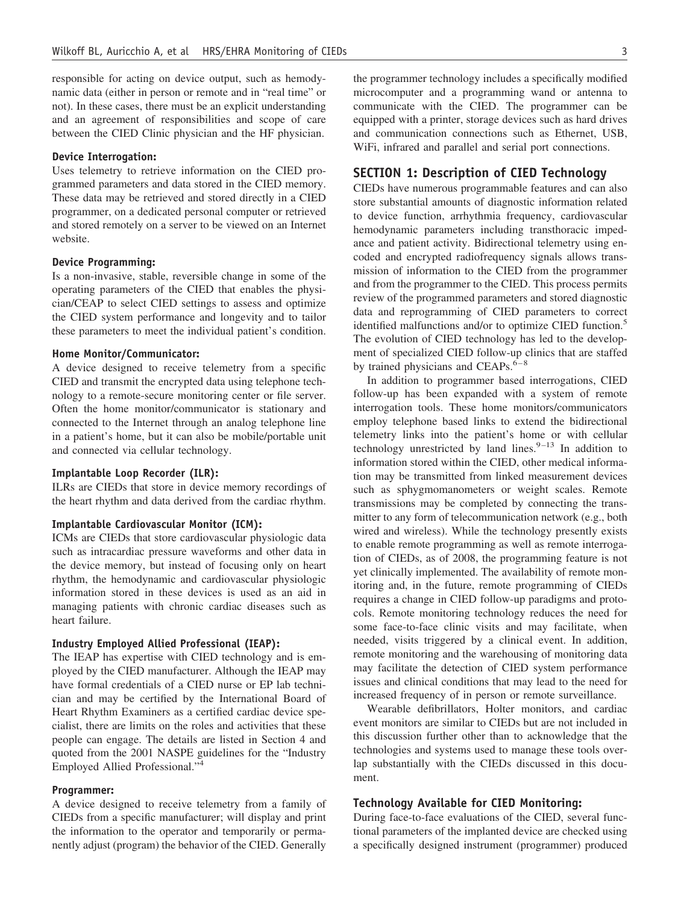responsible for acting on device output, such as hemodynamic data (either in person or remote and in "real time" or not). In these cases, there must be an explicit understanding and an agreement of responsibilities and scope of care between the CIED Clinic physician and the HF physician.

#### Device Interrogation:

Uses telemetry to retrieve information on the CIED programmed parameters and data stored in the CIED memory. These data may be retrieved and stored directly in a CIED programmer, on a dedicated personal computer or retrieved and stored remotely on a server to be viewed on an Internet website.

#### Device Programming:

Is a non-invasive, stable, reversible change in some of the operating parameters of the CIED that enables the physician/CEAP to select CIED settings to assess and optimize the CIED system performance and longevity and to tailor these parameters to meet the individual patient's condition.

#### Home Monitor/Communicator:

A device designed to receive telemetry from a specific CIED and transmit the encrypted data using telephone technology to a remote-secure monitoring center or file server. Often the home monitor/communicator is stationary and connected to the Internet through an analog telephone line in a patient's home, but it can also be mobile/portable unit and connected via cellular technology.

#### Implantable Loop Recorder (ILR):

ILRs are CIEDs that store in device memory recordings of the heart rhythm and data derived from the cardiac rhythm.

#### Implantable Cardiovascular Monitor (ICM):

ICMs are CIEDs that store cardiovascular physiologic data such as intracardiac pressure waveforms and other data in the device memory, but instead of focusing only on heart rhythm, the hemodynamic and cardiovascular physiologic information stored in these devices is used as an aid in managing patients with chronic cardiac diseases such as heart failure.

#### Industry Employed Allied Professional (IEAP):

The IEAP has expertise with CIED technology and is employed by the CIED manufacturer. Although the IEAP may have formal credentials of a CIED nurse or EP lab technician and may be certified by the International Board of Heart Rhythm Examiners as a certified cardiac device specialist, there are limits on the roles and activities that these people can engage. The details are listed in Section 4 and quoted from the 2001 NASPE guidelines for the "Industry Employed Allied Professional."[4]

#### Programmer:

A device designed to receive telemetry from a family of CIEDs from a specific manufacturer; will display and print the information to the operator and temporarily or permanently adjust (program) the behavior of the CIED. Generally the programmer technology includes a specifically modified microcomputer and a programming wand or antenna to communicate with the CIED. The programmer can be equipped with a printer, storage devices such as hard drives and communication connections such as Ethernet, USB, WiFi, infrared and parallel and serial port connections.

## SECTION 1: Description of CIED Technology

CIEDs have numerous programmable features and can also store substantial amounts of diagnostic information related to device function, arrhythmia frequency, cardiovascular hemodynamic parameters including transthoracic impedance and patient activity. Bidirectional telemetry using encoded and encrypted radiofrequency signals allows transmission of information to the CIED from the programmer and from the programmer to the CIED. This process permits review of the programmed parameters and stored diagnostic data and reprogramming of CIED parameters to correct identified malfunctions and/or to optimize CIED function.[5] The evolution of CIED technology has led to the development of specialized CIED follow-up clinics that are staffed by trained physicians and CEAPs.[6–8]

In addition to programmer based interrogations, CIED follow-up has been expanded with a system of remote interrogation tools. These home monitors/communicators employ telephone based links to extend the bidirectional telemetry links into the patient's home or with cellular technology unrestricted by land lines.[9–13] In addition to information stored within the CIED, other medical information may be transmitted from linked measurement devices such as sphygmomanometers or weight scales. Remote transmissions may be completed by connecting the transmitter to any form of telecommunication network (e.g., both wired and wireless). While the technology presently exists to enable remote programming as well as remote interrogation of CIEDs, as of 2008, the programming feature is not yet clinically implemented. The availability of remote monitoring and, in the future, remote programming of CIEDs requires a change in CIED follow-up paradigms and protocols. Remote monitoring technology reduces the need for some face-to-face clinic visits and may facilitate, when needed, visits triggered by a clinical event. In addition, remote monitoring and the warehousing of monitoring data may facilitate the detection of CIED system performance issues and clinical conditions that may lead to the need for increased frequency of in person or remote surveillance.

Wearable defibrillators, Holter monitors, and cardiac event monitors are similar to CIEDs but are not included in this discussion further other than to acknowledge that the technologies and systems used to manage these tools overlap substantially with the CIEDs discussed in this document.

### Technology Available for CIED Monitoring:

During face-to-face evaluations of the CIED, several functional parameters of the implanted device are checked using a specifically designed instrument (programmer) produced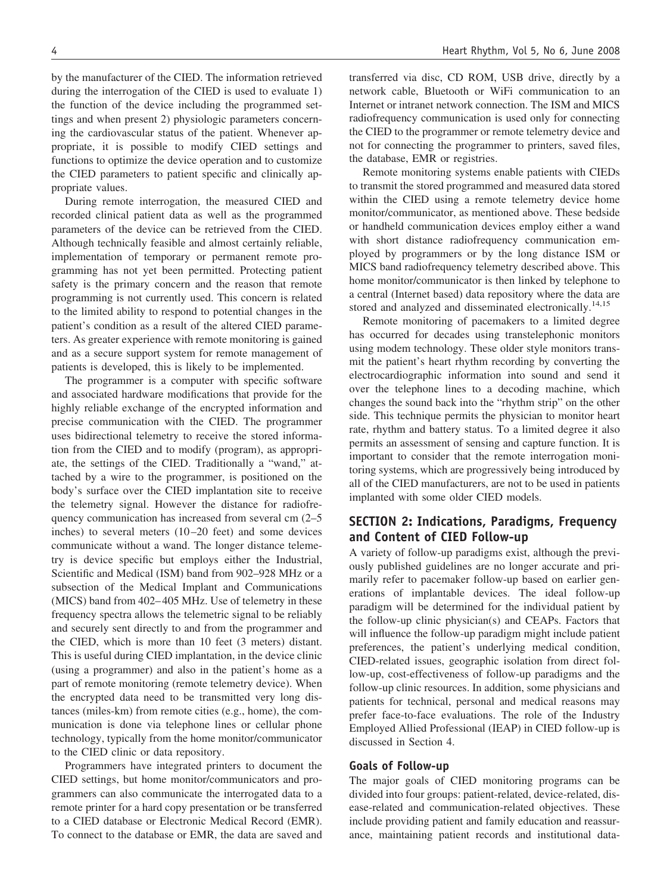by the manufacturer of the CIED. The information retrieved during the interrogation of the CIED is used to evaluate 1) the function of the device including the programmed settings and when present 2) physiologic parameters concerning the cardiovascular status of the patient. Whenever appropriate, it is possible to modify CIED settings and functions to optimize the device operation and to customize the CIED parameters to patient specific and clinically appropriate values.

During remote interrogation, the measured CIED and recorded clinical patient data as well as the programmed parameters of the device can be retrieved from the CIED. Although technically feasible and almost certainly reliable, implementation of temporary or permanent remote programming has not yet been permitted. Protecting patient safety is the primary concern and the reason that remote programming is not currently used. This concern is related to the limited ability to respond to potential changes in the patient's condition as a result of the altered CIED parameters. As greater experience with remote monitoring is gained and as a secure support system for remote management of patients is developed, this is likely to be implemented.

The programmer is a computer with specific software and associated hardware modifications that provide for the highly reliable exchange of the encrypted information and precise communication with the CIED. The programmer uses bidirectional telemetry to receive the stored information from the CIED and to modify (program), as appropriate, the settings of the CIED. Traditionally a "wand," attached by a wire to the programmer, is positioned on the body's surface over the CIED implantation site to receive the telemetry signal. However the distance for radiofrequency communication has increased from several cm (2–5 inches) to several meters (10–20 feet) and some devices communicate without a wand. The longer distance telemetry is device specific but employs either the Industrial, Scientific and Medical (ISM) band from 902–928 MHz or a subsection of the Medical Implant and Communications (MICS) band from 402–405 MHz. Use of telemetry in these frequency spectra allows the telemetric signal to be reliably and securely sent directly to and from the programmer and the CIED, which is more than 10 feet (3 meters) distant. This is useful during CIED implantation, in the device clinic (using a programmer) and also in the patient's home as a part of remote monitoring (remote telemetry device). When the encrypted data need to be transmitted very long distances (miles-km) from remote cities (e.g., home), the communication is done via telephone lines or cellular phone technology, typically from the home monitor/communicator to the CIED clinic or data repository.

Programmers have integrated printers to document the CIED settings, but home monitor/communicators and programmers can also communicate the interrogated data to a remote printer for a hard copy presentation or be transferred to a CIED database or Electronic Medical Record (EMR). To connect to the database or EMR, the data are saved and transferred via disc, CD ROM, USB drive, directly by a network cable, Bluetooth or WiFi communication to an Internet or intranet network connection. The ISM and MICS radiofrequency communication is used only for connecting the CIED to the programmer or remote telemetry device and not for connecting the programmer to printers, saved files, the database, EMR or registries.

Remote monitoring systems enable patients with CIEDs to transmit the stored programmed and measured data stored within the CIED using a remote telemetry device home monitor/communicator, as mentioned above. These bedside or handheld communication devices employ either a wand with short distance radiofrequency communication employed by programmers or by the long distance ISM or MICS band radiofrequency telemetry described above. This home monitor/communicator is then linked by telephone to a central (Internet based) data repository where the data are stored and analyzed and disseminated electronically.[14,15]

Remote monitoring of pacemakers to a limited degree has occurred for decades using transtelephonic monitors using modem technology. These older style monitors transmit the patient's heart rhythm recording by converting the electrocardiographic information into sound and send it over the telephone lines to a decoding machine, which changes the sound back into the "rhythm strip" on the other side. This technique permits the physician to monitor heart rate, rhythm and battery status. To a limited degree it also permits an assessment of sensing and capture function. It is important to consider that the remote interrogation monitoring systems, which are progressively being introduced by all of the CIED manufacturers, are not to be used in patients implanted with some older CIED models.

## SECTION 2: Indications, Paradigms, Frequency and Content of CIED Follow-up

A variety of follow-up paradigms exist, although the previously published guidelines are no longer accurate and primarily refer to pacemaker follow-up based on earlier generations of implantable devices. The ideal follow-up paradigm will be determined for the individual patient by the follow-up clinic physician(s) and CEAPs. Factors that will influence the follow-up paradigm might include patient preferences, the patient's underlying medical condition, CIED-related issues, geographic isolation from direct follow-up, cost-effectiveness of follow-up paradigms and the follow-up clinic resources. In addition, some physicians and patients for technical, personal and medical reasons may prefer face-to-face evaluations. The role of the Industry Employed Allied Professional (IEAP) in CIED follow-up is discussed in Section 4.

### Goals of Follow-up

The major goals of CIED monitoring programs can be divided into four groups: patient-related, device-related, disease-related and communication-related objectives. These include providing patient and family education and reassurance, maintaining patient records and institutional data-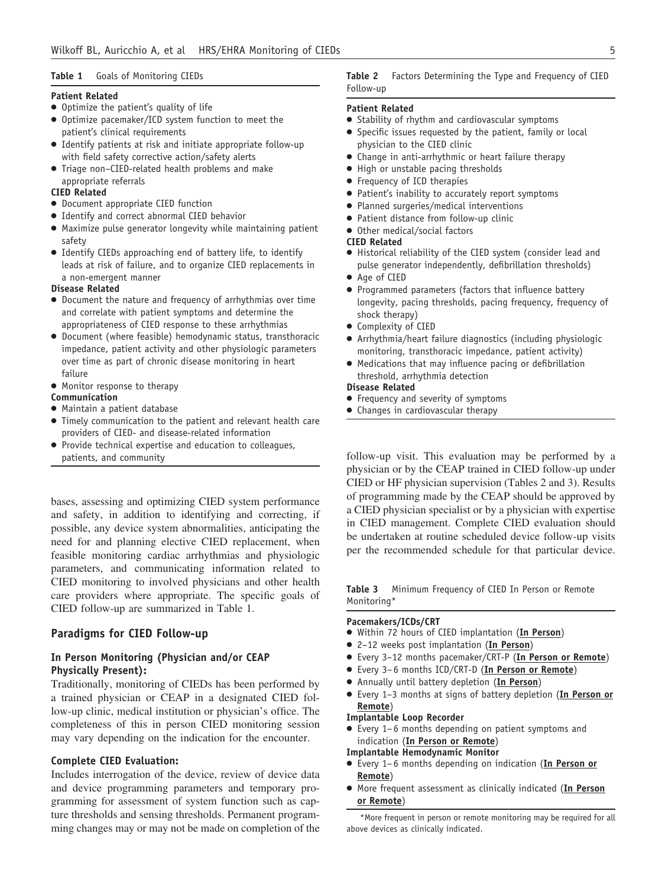**Table 1** Goals of Monitoring CIEDs

**Patient Related**
- Optimize the patient's quality of life
- Optimize pacemaker/ICD system function to meet the patient's clinical requirements
- Identify patients at risk and initiate appropriate follow-up with field safety corrective action/safety alerts
- Triage non–CIED-related health problems and make appropriate referrals

**CIED Related**
- Document appropriate CIED function
- Identify and correct abnormal CIED behavior
- Maximize pulse generator longevity while maintaining patient safety
- Identify CIEDs approaching end of battery life, to identify leads at risk of failure, and to organize CIED replacements in a non-emergent manner

**Disease Related**
- Document the nature and frequency of arrhythmias over time and correlate with patient symptoms and determine the appropriateness of CIED response to these arrhythmias
- Document (where feasible) hemodynamic status, transthoracic impedance, patient activity and other physiologic parameters over time as part of chronic disease monitoring in heart failure
- Monitor response to therapy

**Communication**
- Maintain a patient database
- Timely communication to the patient and relevant health care providers of CIED- and disease-related information
- Provide technical expertise and education to colleagues, patients, and community

bases, assessing and optimizing CIED system performance and safety, in addition to identifying and correcting, if possible, any device system abnormalities, anticipating the need for and planning elective CIED replacement, when feasible monitoring cardiac arrhythmias and physiologic parameters, and communicating information related to CIED monitoring to involved physicians and other health care providers where appropriate. The specific goals of CIED follow-up are summarized in Table 1.

## Paradigms for CIED Follow-up

### In Person Monitoring (Physician and/or CEAP Physically Present):

Traditionally, monitoring of CIEDs has been performed by a trained physician or CEAP in a designated CIED follow-up clinic, medical institution or physician's office. The completeness of this in person CIED monitoring session may vary depending on the indication for the encounter.

### Complete CIED Evaluation:

Includes interrogation of the device, review of device data and device programming parameters and temporary programming for assessment of system function such as capture thresholds and sensing thresholds. Permanent programming changes may or may not be made on completion of the follow-up visit. This evaluation may be performed by a physician or by the CEAP trained in CIED follow-up under CIED or HF physician supervision (Tables 2 and 3). Results of programming made by the CEAP should be approved by a CIED physician specialist or by a physician with expertise in CIED management. Complete CIED evaluation should be undertaken at routine scheduled device follow-up visits per the recommended schedule for that particular device.

**Table 2** Factors Determining the Type and Frequency of CIED Follow-up

**Patient Related**
- Stability of rhythm and cardiovascular symptoms
- Specific issues requested by the patient, family or local physician to the CIED clinic
- Change in anti-arrhythmic or heart failure therapy
- High or unstable pacing thresholds
- Frequency of ICD therapies
- Patient's inability to accurately report symptoms
- Planned surgeries/medical interventions
- Patient distance from follow-up clinic
- Other medical/social factors

**CIED Related**
- Historical reliability of the CIED system (consider lead and pulse generator independently, defibrillation thresholds)
- Age of CIED
- Programmed parameters (factors that influence battery longevity, pacing thresholds, pacing frequency, frequency of shock therapy)
- Complexity of CIED
- Arrhythmia/heart failure diagnostics (including physiologic monitoring, transthoracic impedance, patient activity)
- Medications that may influence pacing or defibrillation threshold, arrhythmia detection

**Disease Related**
- Frequency and severity of symptoms
- Changes in cardiovascular therapy

**Table 3** Minimum Frequency of CIED In Person or Remote Monitoring*

**Pacemakers/ICDs/CRT**
- Within 72 hours of CIED implantation (**In Person**)
- 2–12 weeks post implantation (**In Person**)
- Every 3–12 months pacemaker/CRT-P (**In Person or Remote**)
- Every 3–6 months ICD/CRT-D (**In Person or Remote**)
- Annually until battery depletion (**In Person**)
- Every 1–3 months at signs of battery depletion (**In Person or Remote**)

**Implantable Loop Recorder**
- Every 1–6 months depending on patient symptoms and indication (**In Person or Remote**)

**Implantable Hemodynamic Monitor**
- Every 1–6 months depending on indication (**In Person or Remote**)
- More frequent assessment as clinically indicated (**In Person or Remote**)

*More frequent in person or remote monitoring may be required for all above devices as clinically indicated.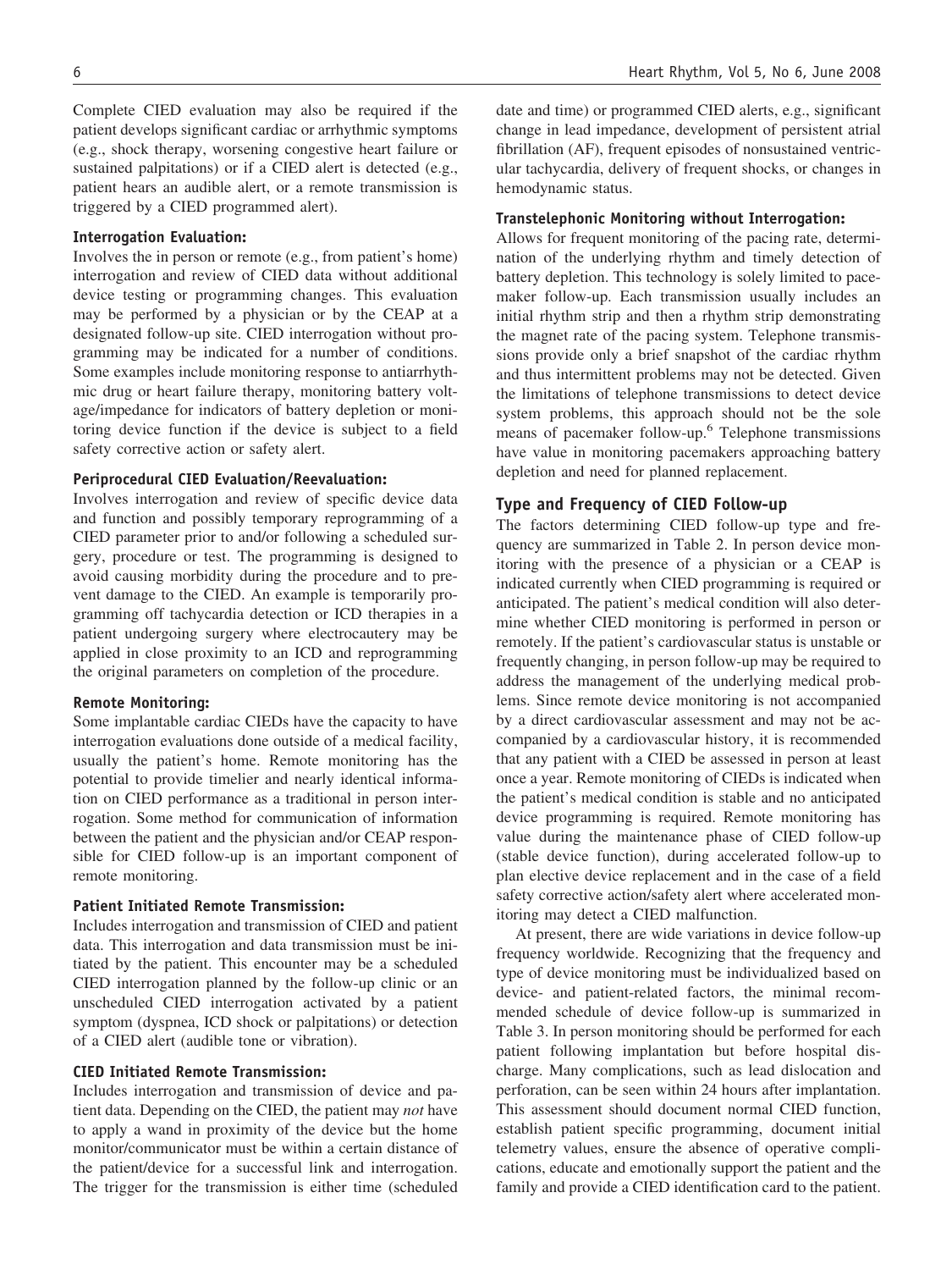Complete CIED evaluation may also be required if the patient develops significant cardiac or arrhythmic symptoms (e.g., shock therapy, worsening congestive heart failure or sustained palpitations) or if a CIED alert is detected (e.g., patient hears an audible alert, or a remote transmission is triggered by a CIED programmed alert).

**Interrogation Evaluation:**
Involves the in person or remote (e.g., from patient's home) interrogation and review of CIED data without additional device testing or programming changes. This evaluation may be performed by a physician or by the CEAP at a designated follow-up site. CIED interrogation without programming may be indicated for a number of conditions. Some examples include monitoring response to antiarrhythmic drug or heart failure therapy, monitoring battery voltage/impedance for indicators of battery depletion or monitoring device function if the device is subject to a field safety corrective action or safety alert.

**Periprocedural CIED Evaluation/Reevaluation:**
Involves interrogation and review of specific device data and function and possibly temporary reprogramming of a CIED parameter prior to and/or following a scheduled surgery, procedure or test. The programming is designed to avoid causing morbidity during the procedure and to prevent damage to the CIED. An example is temporarily programming off tachycardia detection or ICD therapies in a patient undergoing surgery where electrocautery may be applied in close proximity to an ICD and reprogramming the original parameters on completion of the procedure.

**Remote Monitoring:**
Some implantable cardiac CIEDs have the capacity to have interrogation evaluations done outside of a medical facility, usually the patient's home. Remote monitoring has the potential to provide timelier and nearly identical information on CIED performance as a traditional in person interrogation. Some method for communication of information between the patient and the physician and/or CEAP responsible for CIED follow-up is an important component of remote monitoring.

**Patient Initiated Remote Transmission:**
Includes interrogation and transmission of CIED and patient data. This interrogation and data transmission must be initiated by the patient. This encounter may be a scheduled CIED interrogation planned by the follow-up clinic or an unscheduled CIED interrogation activated by a patient symptom (dyspnea, ICD shock or palpitations) or detection of a CIED alert (audible tone or vibration).

**CIED Initiated Remote Transmission:**
Includes interrogation and transmission of device and patient data. Depending on the CIED, the patient may *not* have to apply a wand in proximity of the device but the home monitor/communicator must be within a certain distance of the patient/device for a successful link and interrogation. The trigger for the transmission is either time (scheduled date and time) or programmed CIED alerts, e.g., significant change in lead impedance, development of persistent atrial fibrillation (AF), frequent episodes of nonsustained ventricular tachycardia, delivery of frequent shocks, or changes in hemodynamic status.

**Transtelephonic Monitoring without Interrogation:**
Allows for frequent monitoring of the pacing rate, determination of the underlying rhythm and timely detection of battery depletion. This technology is solely limited to pacemaker follow-up. Each transmission usually includes an initial rhythm strip and then a rhythm strip demonstrating the magnet rate of the pacing system. Telephone transmissions provide only a brief snapshot of the cardiac rhythm and thus intermittent problems may not be detected. Given the limitations of telephone transmissions to detect device system problems, this approach should not be the sole means of pacemaker follow-up.[6] Telephone transmissions have value in monitoring pacemakers approaching battery depletion and need for planned replacement.

## Type and Frequency of CIED Follow-up

The factors determining CIED follow-up type and frequency are summarized in Table 2. In person device monitoring with the presence of a physician or a CEAP is indicated currently when CIED programming is required or anticipated. The patient's medical condition will also determine whether CIED monitoring is performed in person or remotely. If the patient's cardiovascular status is unstable or frequently changing, in person follow-up may be required to address the management of the underlying medical problems. Since remote device monitoring is not accompanied by a direct cardiovascular assessment and may not be accompanied by a cardiovascular history, it is recommended that any patient with a CIED be assessed in person at least once a year. Remote monitoring of CIEDs is indicated when the patient's medical condition is stable and no anticipated device programming is required. Remote monitoring has value during the maintenance phase of CIED follow-up (stable device function), during accelerated follow-up to plan elective device replacement and in the case of a field safety corrective action/safety alert where accelerated monitoring may detect a CIED malfunction.

At present, there are wide variations in device follow-up frequency worldwide. Recognizing that the frequency and type of device monitoring must be individualized based on device- and patient-related factors, the minimal recommended schedule of device follow-up is summarized in Table 3. In person monitoring should be performed for each patient following implantation but before hospital discharge. Many complications, such as lead dislocation and perforation, can be seen within 24 hours after implantation. This assessment should document normal CIED function, establish patient specific programming, document initial telemetry values, ensure the absence of operative complications, educate and emotionally support the patient and the family and provide a CIED identification card to the patient.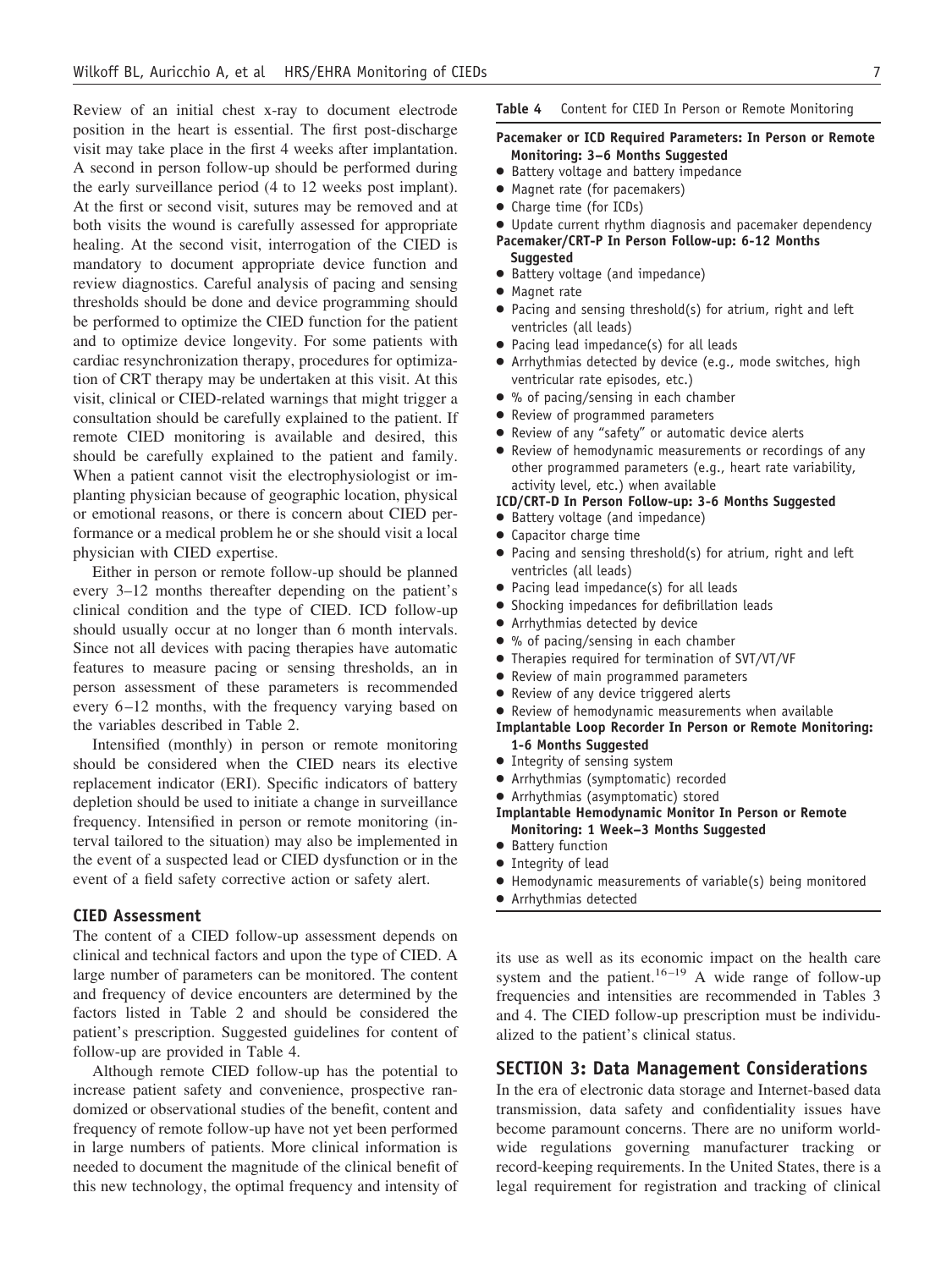Review of an initial chest x-ray to document electrode position in the heart is essential. The first post-discharge visit may take place in the first 4 weeks after implantation. A second in person follow-up should be performed during the early surveillance period (4 to 12 weeks post implant). At the first or second visit, sutures may be removed and at both visits the wound is carefully assessed for appropriate healing. At the second visit, interrogation of the CIED is mandatory to document appropriate device function and review diagnostics. Careful analysis of pacing and sensing thresholds should be done and device programming should be performed to optimize the CIED function for the patient and to optimize device longevity. For some patients with cardiac resynchronization therapy, procedures for optimization of CRT therapy may be undertaken at this visit. At this visit, clinical or CIED-related warnings that might trigger a consultation should be carefully explained to the patient. If remote CIED monitoring is available and desired, this should be carefully explained to the patient and family. When a patient cannot visit the electrophysiologist or implanting physician because of geographic location, physical or emotional reasons, or there is concern about CIED performance or a medical problem he or she should visit a local physician with CIED expertise.

Either in person or remote follow-up should be planned every 3–12 months thereafter depending on the patient's clinical condition and the type of CIED. ICD follow-up should usually occur at no longer than 6 month intervals. Since not all devices with pacing therapies have automatic features to measure pacing or sensing thresholds, an in person assessment of these parameters is recommended every 6–12 months, with the frequency varying based on the variables described in Table 2.

Intensified (monthly) in person or remote monitoring should be considered when the CIED nears its elective replacement indicator (ERI). Specific indicators of battery depletion should be used to initiate a change in surveillance frequency. Intensified in person or remote monitoring (interval tailored to the situation) may also be implemented in the event of a suspected lead or CIED dysfunction or in the event of a field safety corrective action or safety alert.

### CIED Assessment

The content of a CIED follow-up assessment depends on clinical and technical factors and upon the type of CIED. A large number of parameters can be monitored. The content and frequency of device encounters are determined by the factors listed in Table 2 and should be considered the patient's prescription. Suggested guidelines for content of follow-up are provided in Table 4.

Although remote CIED follow-up has the potential to increase patient safety and convenience, prospective randomized or observational studies of the benefit, content and frequency of remote follow-up have not yet been performed in large numbers of patients. More clinical information is needed to document the magnitude of the clinical benefit of this new technology, the optimal frequency and intensity of its use as well as its economic impact on the health care system and the patient.[16–19] A wide range of follow-up frequencies and intensities are recommended in Tables 3 and 4. The CIED follow-up prescription must be individualized to the patient's clinical status.

**Table 4** Content for CIED In Person or Remote Monitoring

**Pacemaker or ICD Required Parameters: In Person or Remote Monitoring: 3–6 Months Suggested**

- Battery voltage and battery impedance
- Magnet rate (for pacemakers)
- Charge time (for ICDs)
- Update current rhythm diagnosis and pacemaker dependency

**Pacemaker/CRT-P In Person Follow-up: 6-12 Months Suggested**

- Battery voltage (and impedance)
- Magnet rate
- Pacing and sensing threshold(s) for atrium, right and left ventricles (all leads)
- Pacing lead impedance(s) for all leads
- Arrhythmias detected by device (e.g., mode switches, high ventricular rate episodes, etc.)
- % of pacing/sensing in each chamber
- Review of programmed parameters
- Review of any "safety" or automatic device alerts
- Review of hemodynamic measurements or recordings of any other programmed parameters (e.g., heart rate variability, activity level, etc.) when available

**ICD/CRT-D In Person Follow-up: 3-6 Months Suggested**

- Battery voltage (and impedance)
- Capacitor charge time
- Pacing and sensing threshold(s) for atrium, right and left ventricles (all leads)
- Pacing lead impedance(s) for all leads
- Shocking impedances for defibrillation leads
- Arrhythmias detected by device
- % of pacing/sensing in each chamber
- Therapies required for termination of SVT/VT/VF
- Review of main programmed parameters
- Review of any device triggered alerts
- Review of hemodynamic measurements when available

**Implantable Loop Recorder In Person or Remote Monitoring: 1-6 Months Suggested**

- Integrity of sensing system
- Arrhythmias (symptomatic) recorded
- Arrhythmias (asymptomatic) stored

**Implantable Hemodynamic Monitor In Person or Remote Monitoring: 1 Week–3 Months Suggested**

- Battery function
- Integrity of lead
- Hemodynamic measurements of variable(s) being monitored
- Arrhythmias detected

## SECTION 3: Data Management Considerations

In the era of electronic data storage and Internet-based data transmission, data safety and confidentiality issues have become paramount concerns. There are no uniform worldwide regulations governing manufacturer tracking or record-keeping requirements. In the United States, there is a legal requirement for registration and tracking of clinical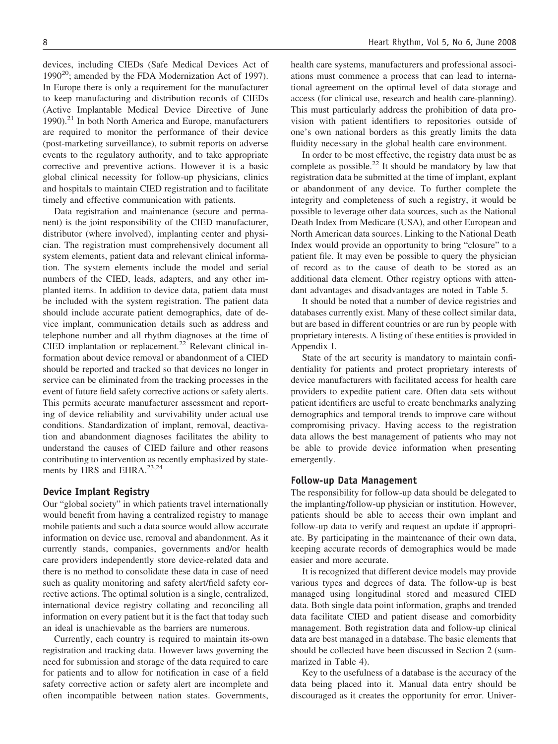devices, including CIEDs (Safe Medical Devices Act of 1990[20]; amended by the FDA Modernization Act of 1997). In Europe there is only a requirement for the manufacturer to keep manufacturing and distribution records of CIEDs (Active Implantable Medical Device Directive of June 1990).[21] In both North America and Europe, manufacturers are required to monitor the performance of their device (post-marketing surveillance), to submit reports on adverse events to the regulatory authority, and to take appropriate corrective and preventive actions. However it is a basic global clinical necessity for follow-up physicians, clinics and hospitals to maintain CIED registration and to facilitate timely and effective communication with patients.

Data registration and maintenance (secure and permanent) is the joint responsibility of the CIED manufacturer, distributor (where involved), implanting center and physician. The registration must comprehensively document all system elements, patient data and relevant clinical information. The system elements include the model and serial numbers of the CIED, leads, adapters, and any other implanted items. In addition to device data, patient data must be included with the system registration. The patient data should include accurate patient demographics, date of device implant, communication details such as address and telephone number and all rhythm diagnoses at the time of CIED implantation or replacement.[22] Relevant clinical information about device removal or abandonment of a CIED should be reported and tracked so that devices no longer in service can be eliminated from the tracking processes in the event of future field safety corrective actions or safety alerts. This permits accurate manufacturer assessment and reporting of device reliability and survivability under actual use conditions. Standardization of implant, removal, deactivation and abandonment diagnoses facilitates the ability to understand the causes of CIED failure and other reasons contributing to intervention as recently emphasized by statements by HRS and EHRA.[23,24]

### Device Implant Registry

Our "global society" in which patients travel internationally would benefit from having a centralized registry to manage mobile patients and such a data source would allow accurate information on device use, removal and abandonment. As it currently stands, companies, governments and/or health care providers independently store device-related data and there is no method to consolidate these data in case of need such as quality monitoring and safety alert/field safety corrective actions. The optimal solution is a single, centralized, international device registry collating and reconciling all information on every patient but it is the fact that today such an ideal is unachievable as the barriers are numerous.

Currently, each country is required to maintain its-own registration and tracking data. However laws governing the need for submission and storage of the data required to care for patients and to allow for notification in case of a field safety corrective action or safety alert are incomplete and often incompatible between nation states. Governments, health care systems, manufacturers and professional associations must commence a process that can lead to international agreement on the optimal level of data storage and access (for clinical use, research and health care-planning). This must particularly address the prohibition of data provision with patient identifiers to repositories outside of one's own national borders as this greatly limits the data fluidity necessary in the global health care environment.

In order to be most effective, the registry data must be as complete as possible.[22] It should be mandatory by law that registration data be submitted at the time of implant, explant or abandonment of any device. To further complete the integrity and completeness of such a registry, it would be possible to leverage other data sources, such as the National Death Index from Medicare (USA), and other European and North American data sources. Linking to the National Death Index would provide an opportunity to bring "closure" to a patient file. It may even be possible to query the physician of record as to the cause of death to be stored as an additional data element. Other registry options with attendant advantages and disadvantages are noted in Table 5.

It should be noted that a number of device registries and databases currently exist. Many of these collect similar data, but are based in different countries or are run by people with proprietary interests. A listing of these entities is provided in Appendix I.

State of the art security is mandatory to maintain confidentiality for patients and protect proprietary interests of device manufacturers with facilitated access for health care providers to expedite patient care. Often data sets without patient identifiers are useful to create benchmarks analyzing demographics and temporal trends to improve care without compromising privacy. Having access to the registration data allows the best management of patients who may not be able to provide device information when presenting emergently.

### Follow-up Data Management

The responsibility for follow-up data should be delegated to the implanting/follow-up physician or institution. However, patients should be able to access their own implant and follow-up data to verify and request an update if appropriate. By participating in the maintenance of their own data, keeping accurate records of demographics would be made easier and more accurate.

It is recognized that different device models may provide various types and degrees of data. The follow-up is best managed using longitudinal stored and measured CIED data. Both single data point information, graphs and trended data facilitate CIED and patient disease and comorbidity management. Both registration data and follow-up clinical data are best managed in a database. The basic elements that should be collected have been discussed in Section 2 (summarized in Table 4).

Key to the usefulness of a database is the accuracy of the data being placed into it. Manual data entry should be discouraged as it creates the opportunity for error. Univer-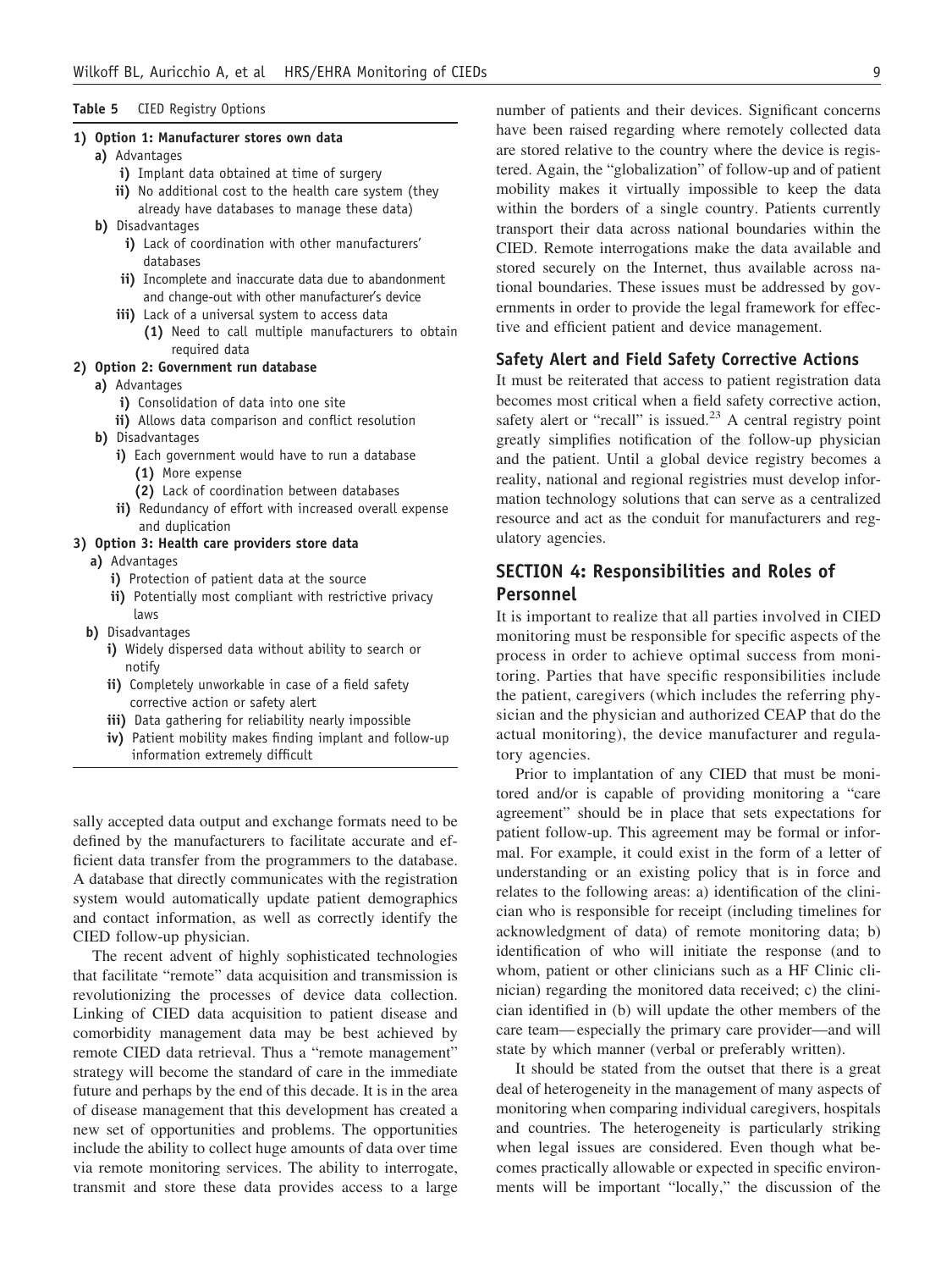**Table 5** CIED Registry Options

1) **Option 1: Manufacturer stores own data**
   a) Advantages
      i) Implant data obtained at time of surgery
      ii) No additional cost to the health care system (they already have databases to manage these data)
   b) Disadvantages
      i) Lack of coordination with other manufacturers' databases
      ii) Incomplete and inaccurate data due to abandonment and change-out with other manufacturer's device
      iii) Lack of a universal system to access data
         (1) Need to call multiple manufacturers to obtain required data
2) **Option 2: Government run database**
   a) Advantages
      i) Consolidation of data into one site
      ii) Allows data comparison and conflict resolution
   b) Disadvantages
      i) Each government would have to run a database
         (1) More expense
         (2) Lack of coordination between databases
      ii) Redundancy of effort with increased overall expense and duplication
3) **Option 3: Health care providers store data**
   a) Advantages
      i) Protection of patient data at the source
      ii) Potentially most compliant with restrictive privacy laws
   b) Disadvantages
      i) Widely dispersed data without ability to search or notify
      ii) Completely unworkable in case of a field safety corrective action or safety alert
      iii) Data gathering for reliability nearly impossible
      iv) Patient mobility makes finding implant and follow-up information extremely difficult

sally accepted data output and exchange formats need to be defined by the manufacturers to facilitate accurate and efficient data transfer from the programmers to the database. A database that directly communicates with the registration system would automatically update patient demographics and contact information, as well as correctly identify the CIED follow-up physician.

The recent advent of highly sophisticated technologies that facilitate "remote" data acquisition and transmission is revolutionizing the processes of device data collection. Linking of CIED data acquisition to patient disease and comorbidity management data may be best achieved by remote CIED data retrieval. Thus a "remote management" strategy will become the standard of care in the immediate future and perhaps by the end of this decade. It is in the area of disease management that this development has created a new set of opportunities and problems. The opportunities include the ability to collect huge amounts of data over time via remote monitoring services. The ability to interrogate, transmit and store these data provides access to a large number of patients and their devices. Significant concerns have been raised regarding where remotely collected data are stored relative to the country where the device is registered. Again, the "globalization" of follow-up and of patient mobility makes it virtually impossible to keep the data within the borders of a single country. Patients currently transport their data across national boundaries within the CIED. Remote interrogations make the data available and stored securely on the Internet, thus available across national boundaries. These issues must be addressed by governments in order to provide the legal framework for effective and efficient patient and device management.

### Safety Alert and Field Safety Corrective Actions

It must be reiterated that access to patient registration data becomes most critical when a field safety corrective action, safety alert or "recall" is issued.[23] A central registry point greatly simplifies notification of the follow-up physician and the patient. Until a global device registry becomes a reality, national and regional registries must develop information technology solutions that can serve as a centralized resource and act as the conduit for manufacturers and regulatory agencies.

## SECTION 4: Responsibilities and Roles of Personnel

It is important to realize that all parties involved in CIED monitoring must be responsible for specific aspects of the process in order to achieve optimal success from monitoring. Parties that have specific responsibilities include the patient, caregivers (which includes the referring physician and the physician and authorized CEAP that do the actual monitoring), the device manufacturer and regulatory agencies.

Prior to implantation of any CIED that must be monitored and/or is capable of providing monitoring a "care agreement" should be in place that sets expectations for patient follow-up. This agreement may be formal or informal. For example, it could exist in the form of a letter of understanding or an existing policy that is in force and relates to the following areas: a) identification of the clinician who is responsible for receipt (including timelines for acknowledgment of data) of remote monitoring data; b) identification of who will initiate the response (and to whom, patient or other clinicians such as a HF Clinic clinician) regarding the monitored data received; c) the clinician identified in (b) will update the other members of the care team—especially the primary care provider—and will state by which manner (verbal or preferably written).

It should be stated from the outset that there is a great deal of heterogeneity in the management of many aspects of monitoring when comparing individual caregivers, hospitals and countries. The heterogeneity is particularly striking when legal issues are considered. Even though what becomes practically allowable or expected in specific environments will be important "locally," the discussion of the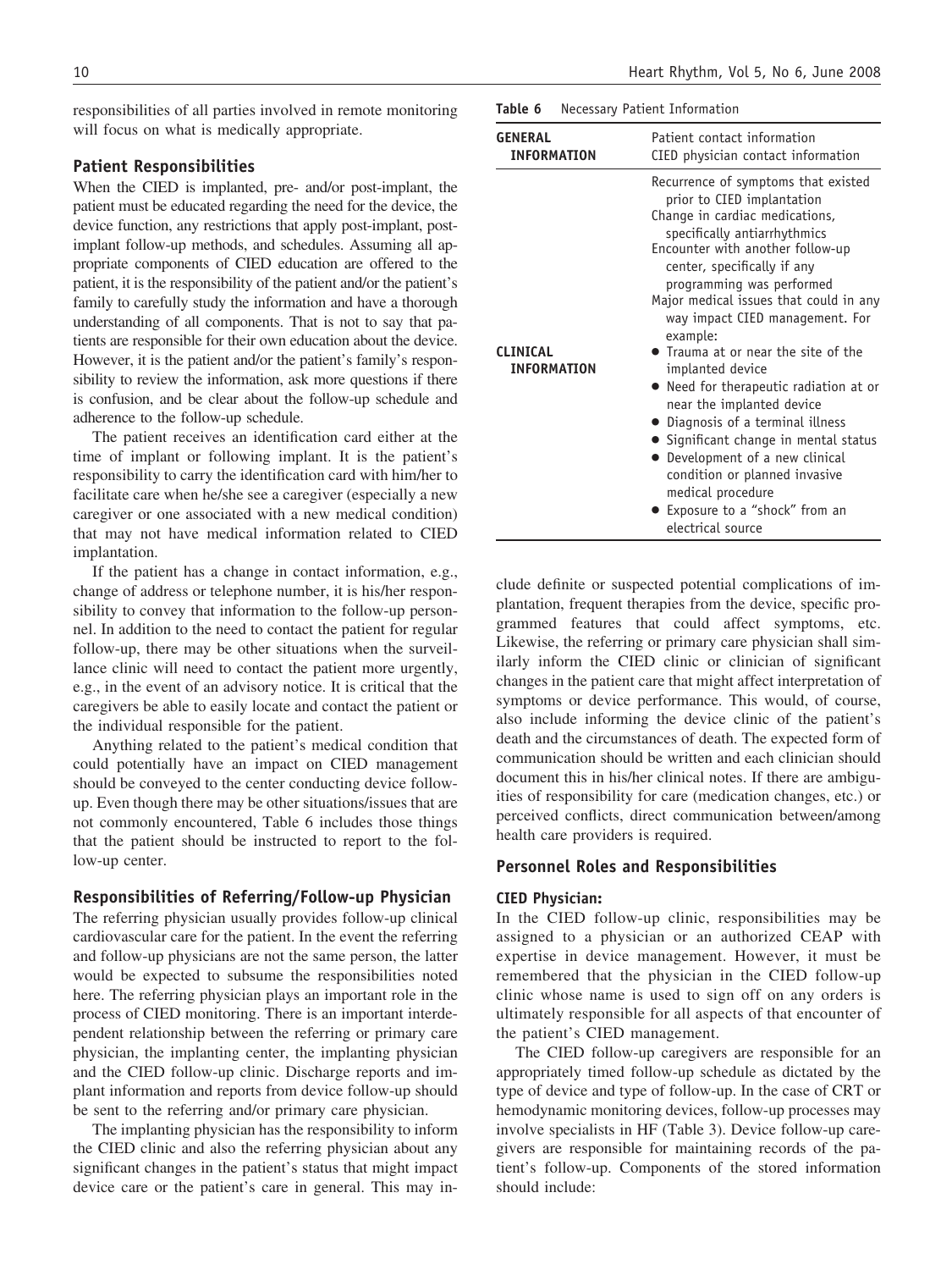responsibilities of all parties involved in remote monitoring will focus on what is medically appropriate.

### Patient Responsibilities

When the CIED is implanted, pre- and/or post-implant, the patient must be educated regarding the need for the device, the device function, any restrictions that apply post-implant, post-implant follow-up methods, and schedules. Assuming all appropriate components of CIED education are offered to the patient, it is the responsibility of the patient and/or the patient's family to carefully study the information and have a thorough understanding of all components. That is not to say that patients are responsible for their own education about the device. However, it is the patient and/or the patient's family's responsibility to review the information, ask more questions if there is confusion, and be clear about the follow-up schedule and adherence to the follow-up schedule.

The patient receives an identification card either at the time of implant or following implant. It is the patient's responsibility to carry the identification card with him/her to facilitate care when he/she see a caregiver (especially a new caregiver or one associated with a new medical condition) that may not have medical information related to CIED implantation.

If the patient has a change in contact information, e.g., change of address or telephone number, it is his/her responsibility to convey that information to the follow-up personnel. In addition to the need to contact the patient for regular follow-up, there may be other situations when the surveillance clinic will need to contact the patient more urgently, e.g., in the event of an advisory notice. It is critical that the caregivers be able to easily locate and contact the patient or the individual responsible for the patient.

Anything related to the patient's medical condition that could potentially have an impact on CIED management should be conveyed to the center conducting device follow-up. Even though there may be other situations/issues that are not commonly encountered, Table 6 includes those things that the patient should be instructed to report to the follow-up center.

**Table 6** Necessary Patient Information

| | |
|---|---|
| **GENERAL INFORMATION** | Patient contact information<br>CIED physician contact information |
| **CLINICAL INFORMATION** | Recurrence of symptoms that existed prior to CIED implantation<br>Change in cardiac medications, specifically antiarrhythmics<br>Encounter with another follow-up center, specifically if any programming was performed<br>Major medical issues that could in any way impact CIED management. For example:<br>• Trauma at or near the site of the implanted device<br>• Need for therapeutic radiation at or near the implanted device<br>• Diagnosis of a terminal illness<br>• Significant change in mental status<br>• Development of a new clinical condition or planned invasive medical procedure<br>• Exposure to a "shock" from an electrical source |

### Responsibilities of Referring/Follow-up Physician

The referring physician usually provides follow-up clinical cardiovascular care for the patient. In the event the referring and follow-up physicians are not the same person, the latter would be expected to subsume the responsibilities noted here. The referring physician plays an important role in the process of CIED monitoring. There is an important interdependent relationship between the referring or primary care physician, the implanting center, the implanting physician and the CIED follow-up clinic. Discharge reports and implant information and reports from device follow-up should be sent to the referring and/or primary care physician.

The implanting physician has the responsibility to inform the CIED clinic and also the referring physician about any significant changes in the patient's status that might impact device care or the patient's care in general. This may include definite or suspected potential complications of implantation, frequent therapies from the device, specific programmed features that could affect symptoms, etc. Likewise, the referring or primary care physician shall similarly inform the CIED clinic or clinician of significant changes in the patient care that might affect interpretation of symptoms or device performance. This would, of course, also include informing the device clinic of the patient's death and the circumstances of death. The expected form of communication should be written and each clinician should document this in his/her clinical notes. If there are ambiguities of responsibility for care (medication changes, etc.) or perceived conflicts, direct communication between/among health care providers is required.

### Personnel Roles and Responsibilities

#### CIED Physician:

In the CIED follow-up clinic, responsibilities may be assigned to a physician or an authorized CEAP with expertise in device management. However, it must be remembered that the physician in the CIED follow-up clinic whose name is used to sign off on any orders is ultimately responsible for all aspects of that encounter of the patient's CIED management.

The CIED follow-up caregivers are responsible for an appropriately timed follow-up schedule as dictated by the type of device and type of follow-up. In the case of CRT or hemodynamic monitoring devices, follow-up processes may involve specialists in HF (Table 3). Device follow-up caregivers are responsible for maintaining records of the patient's follow-up. Components of the stored information should include: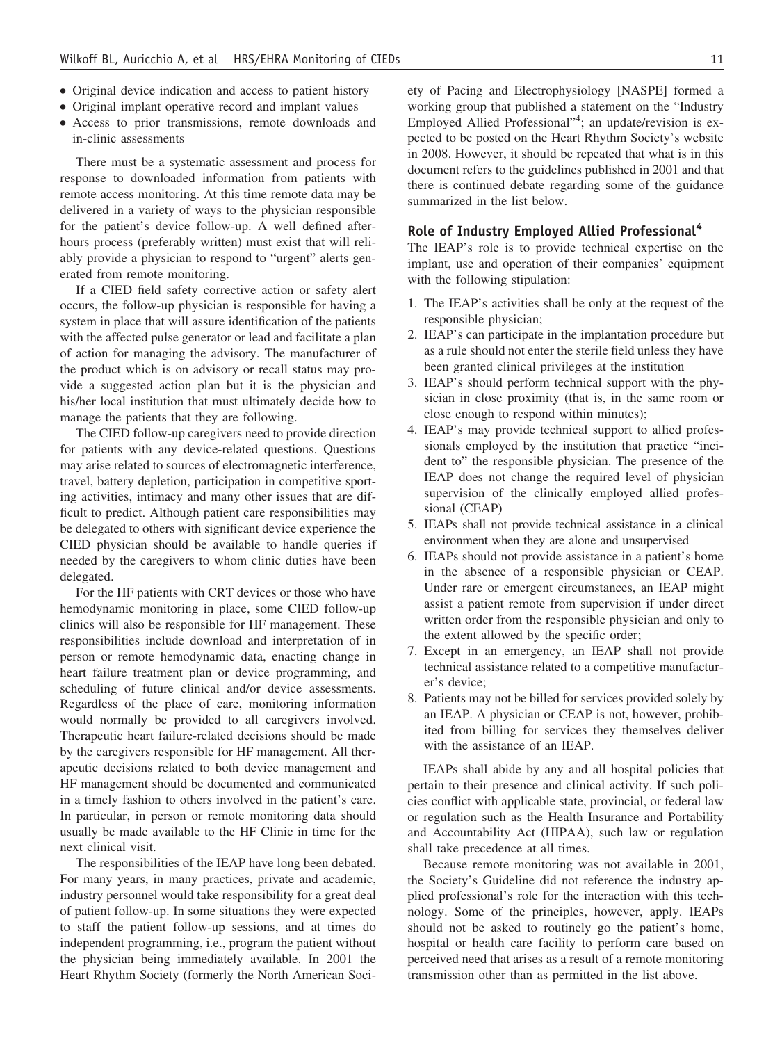- Original device indication and access to patient history
- Original implant operative record and implant values
- Access to prior transmissions, remote downloads and in-clinic assessments

There must be a systematic assessment and process for response to downloaded information from patients with remote access monitoring. At this time remote data may be delivered in a variety of ways to the physician responsible for the patient's device follow-up. A well defined after-hours process (preferably written) must exist that will reliably provide a physician to respond to "urgent" alerts generated from remote monitoring.

If a CIED field safety corrective action or safety alert occurs, the follow-up physician is responsible for having a system in place that will assure identification of the patients with the affected pulse generator or lead and facilitate a plan of action for managing the advisory. The manufacturer of the product which is on advisory or recall status may provide a suggested action plan but it is the physician and his/her local institution that must ultimately decide how to manage the patients that they are following.

The CIED follow-up caregivers need to provide direction for patients with any device-related questions. Questions may arise related to sources of electromagnetic interference, travel, battery depletion, participation in competitive sporting activities, intimacy and many other issues that are difficult to predict. Although patient care responsibilities may be delegated to others with significant device experience the CIED physician should be available to handle queries if needed by the caregivers to whom clinic duties have been delegated.

For the HF patients with CRT devices or those who have hemodynamic monitoring in place, some CIED follow-up clinics will also be responsible for HF management. These responsibilities include download and interpretation of in person or remote hemodynamic data, enacting change in heart failure treatment plan or device programming, and scheduling of future clinical and/or device assessments. Regardless of the place of care, monitoring information would normally be provided to all caregivers involved. Therapeutic heart failure-related decisions should be made by the caregivers responsible for HF management. All therapeutic decisions related to both device management and HF management should be documented and communicated in a timely fashion to others involved in the patient's care. In particular, in person or remote monitoring data should usually be made available to the HF Clinic in time for the next clinical visit.

The responsibilities of the IEAP have long been debated. For many years, in many practices, private and academic, industry personnel would take responsibility for a great deal of patient follow-up. In some situations they were expected to staff the patient follow-up sessions, and at times do independent programming, i.e., program the patient without the physician being immediately available. In 2001 the Heart Rhythm Society (formerly the North American Society of Pacing and Electrophysiology [NASPE] formed a working group that published a statement on the "Industry Employed Allied Professional"[4]; an update/revision is expected to be posted on the Heart Rhythm Society's website in 2008. However, it should be repeated that what is in this document refers to the guidelines published in 2001 and that there is continued debate regarding some of the guidance summarized in the list below.

### Role of Industry Employed Allied Professional[4]

The IEAP's role is to provide technical expertise on the implant, use and operation of their companies' equipment with the following stipulation:

1. The IEAP's activities shall be only at the request of the responsible physician;
2. IEAP's can participate in the implantation procedure but as a rule should not enter the sterile field unless they have been granted clinical privileges at the institution
3. IEAP's should perform technical support with the physician in close proximity (that is, in the same room or close enough to respond within minutes);
4. IEAP's may provide technical support to allied professionals employed by the institution that practice "incident to" the responsible physician. The presence of the IEAP does not change the required level of physician supervision of the clinically employed allied professional (CEAP)
5. IEAPs shall not provide technical assistance in a clinical environment when they are alone and unsupervised
6. IEAPs should not provide assistance in a patient's home in the absence of a responsible physician or CEAP. Under rare or emergent circumstances, an IEAP might assist a patient remote from supervision if under direct written order from the responsible physician and only to the extent allowed by the specific order;
7. Except in an emergency, an IEAP shall not provide technical assistance related to a competitive manufacturer's device;
8. Patients may not be billed for services provided solely by an IEAP. A physician or CEAP is not, however, prohibited from billing for services they themselves deliver with the assistance of an IEAP.

IEAPs shall abide by any and all hospital policies that pertain to their presence and clinical activity. If such policies conflict with applicable state, provincial, or federal law or regulation such as the Health Insurance and Portability and Accountability Act (HIPAA), such law or regulation shall take precedence at all times.

Because remote monitoring was not available in 2001, the Society's Guideline did not reference the industry applied professional's role for the interaction with this technology. Some of the principles, however, apply. IEAPs should not be asked to routinely go the patient's home, hospital or health care facility to perform care based on perceived need that arises as a result of a remote monitoring transmission other than as permitted in the list above.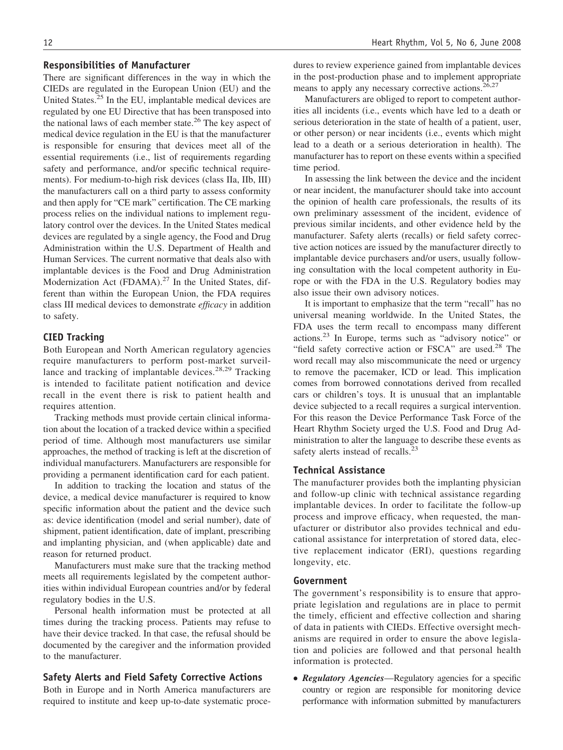## Responsibilities of Manufacturer

There are significant differences in the way in which the CIEDs are regulated in the European Union (EU) and the United States.[25] In the EU, implantable medical devices are regulated by one EU Directive that has been transposed into the national laws of each member state.[26] The key aspect of medical device regulation in the EU is that the manufacturer is responsible for ensuring that devices meet all of the essential requirements (i.e., list of requirements regarding safety and performance, and/or specific technical requirements). For medium-to-high risk devices (class IIa, IIb, III) the manufacturers call on a third party to assess conformity and then apply for "CE mark" certification. The CE marking process relies on the individual nations to implement regulatory control over the devices. In the United States medical devices are regulated by a single agency, the Food and Drug Administration within the U.S. Department of Health and Human Services. The current normative that deals also with implantable devices is the Food and Drug Administration Modernization Act (FDAMA).[27] In the United States, different than within the European Union, the FDA requires class III medical devices to demonstrate *efficacy* in addition to safety.

## CIED Tracking

Both European and North American regulatory agencies require manufacturers to perform post-market surveillance and tracking of implantable devices.[28,29] Tracking is intended to facilitate patient notification and device recall in the event there is risk to patient health and requires attention.

Tracking methods must provide certain clinical information about the location of a tracked device within a specified period of time. Although most manufacturers use similar approaches, the method of tracking is left at the discretion of individual manufacturers. Manufacturers are responsible for providing a permanent identification card for each patient.

In addition to tracking the location and status of the device, a medical device manufacturer is required to know specific information about the patient and the device such as: device identification (model and serial number), date of shipment, patient identification, date of implant, prescribing and implanting physician, and (when applicable) date and reason for returned product.

Manufacturers must make sure that the tracking method meets all requirements legislated by the competent authorities within individual European countries and/or by federal regulatory bodies in the U.S.

Personal health information must be protected at all times during the tracking process. Patients may refuse to have their device tracked. In that case, the refusal should be documented by the caregiver and the information provided to the manufacturer.

## Safety Alerts and Field Safety Corrective Actions

Both in Europe and in North America manufacturers are required to institute and keep up-to-date systematic procedures to review experience gained from implantable devices in the post-production phase and to implement appropriate means to apply any necessary corrective actions.[26,27]

Manufacturers are obliged to report to competent authorities all incidents (i.e., events which have led to a death or serious deterioration in the state of health of a patient, user, or other person) or near incidents (i.e., events which might lead to a death or a serious deterioration in health). The manufacturer has to report on these events within a specified time period.

In assessing the link between the device and the incident or near incident, the manufacturer should take into account the opinion of health care professionals, the results of its own preliminary assessment of the incident, evidence of previous similar incidents, and other evidence held by the manufacturer. Safety alerts (recalls) or field safety corrective action notices are issued by the manufacturer directly to implantable device purchasers and/or users, usually following consultation with the local competent authority in Europe or with the FDA in the U.S. Regulatory bodies may also issue their own advisory notices.

It is important to emphasize that the term "recall" has no universal meaning worldwide. In the United States, the FDA uses the term recall to encompass many different actions.[23] In Europe, terms such as "advisory notice" or "field safety corrective action or FSCA" are used.[28] The word recall may also miscommunicate the need or urgency to remove the pacemaker, ICD or lead. This implication comes from borrowed connotations derived from recalled cars or children's toys. It is unusual that an implantable device subjected to a recall requires a surgical intervention. For this reason the Device Performance Task Force of the Heart Rhythm Society urged the U.S. Food and Drug Administration to alter the language to describe these events as safety alerts instead of recalls.[23]

## Technical Assistance

The manufacturer provides both the implanting physician and follow-up clinic with technical assistance regarding implantable devices. In order to facilitate the follow-up process and improve efficacy, when requested, the manufacturer or distributor also provides technical and educational assistance for interpretation of stored data, elective replacement indicator (ERI), questions regarding longevity, etc.

## Government

The government's responsibility is to ensure that appropriate legislation and regulations are in place to permit the timely, efficient and effective collection and sharing of data in patients with CIEDs. Effective oversight mechanisms are required in order to ensure the above legislation and policies are followed and that personal health information is protected.

- ***Regulatory Agencies***—Regulatory agencies for a specific country or region are responsible for monitoring device performance with information submitted by manufacturers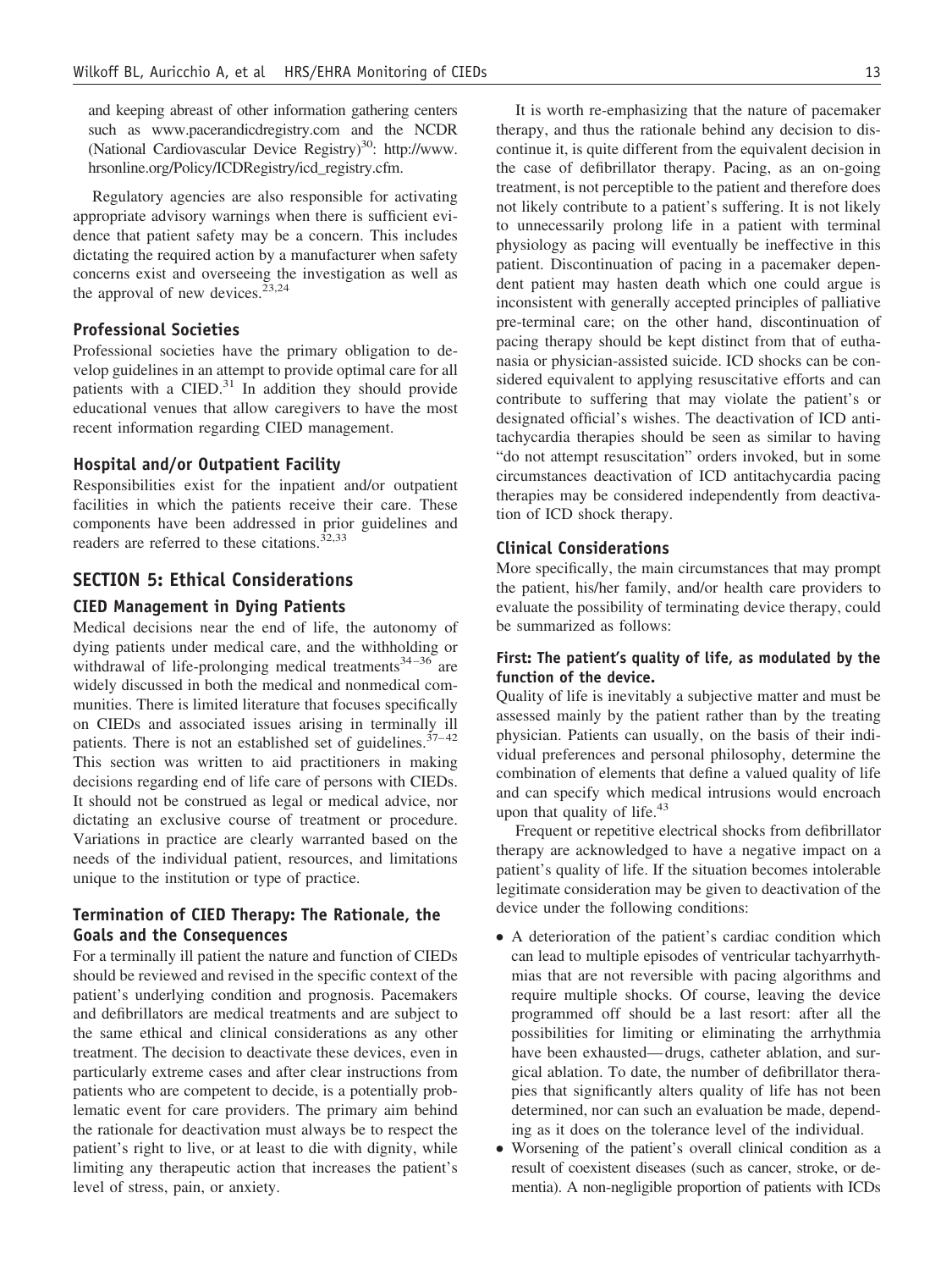and keeping abreast of other information gathering centers such as www.pacerandicdregistry.com and the NCDR (National Cardiovascular Device Registry)[30]: http://www.hrsonline.org/Policy/ICDRegistry/icd_registry.cfm.

Regulatory agencies are also responsible for activating appropriate advisory warnings when there is sufficient evidence that patient safety may be a concern. This includes dictating the required action by a manufacturer when safety concerns exist and overseeing the investigation as well as the approval of new devices.[23,24]

### Professional Societies

Professional societies have the primary obligation to develop guidelines in an attempt to provide optimal care for all patients with a CIED.[31] In addition they should provide educational venues that allow caregivers to have the most recent information regarding CIED management.

### Hospital and/or Outpatient Facility

Responsibilities exist for the inpatient and/or outpatient facilities in which the patients receive their care. These components have been addressed in prior guidelines and readers are referred to these citations.[32,33]

## SECTION 5: Ethical Considerations

### CIED Management in Dying Patients

Medical decisions near the end of life, the autonomy of dying patients under medical care, and the withholding or withdrawal of life-prolonging medical treatments[34–36] are widely discussed in both the medical and nonmedical communities. There is limited literature that focuses specifically on CIEDs and associated issues arising in terminally ill patients. There is not an established set of guidelines.[37–42] This section was written to aid practitioners in making decisions regarding end of life care of persons with CIEDs. It should not be construed as legal or medical advice, nor dictating an exclusive course of treatment or procedure. Variations in practice are clearly warranted based on the needs of the individual patient, resources, and limitations unique to the institution or type of practice.

### Termination of CIED Therapy: The Rationale, the Goals and the Consequences

For a terminally ill patient the nature and function of CIEDs should be reviewed and revised in the specific context of the patient's underlying condition and prognosis. Pacemakers and defibrillators are medical treatments and are subject to the same ethical and clinical considerations as any other treatment. The decision to deactivate these devices, even in particularly extreme cases and after clear instructions from patients who are competent to decide, is a potentially problematic event for care providers. The primary aim behind the rationale for deactivation must always be to respect the patient's right to live, or at least to die with dignity, while limiting any therapeutic action that increases the patient's level of stress, pain, or anxiety.

It is worth re-emphasizing that the nature of pacemaker therapy, and thus the rationale behind any decision to discontinue it, is quite different from the equivalent decision in the case of defibrillator therapy. Pacing, as an on-going treatment, is not perceptible to the patient and therefore does not likely contribute to a patient's suffering. It is not likely to unnecessarily prolong life in a patient with terminal physiology as pacing will eventually be ineffective in this patient. Discontinuation of pacing in a pacemaker dependent patient may hasten death which one could argue is inconsistent with generally accepted principles of palliative pre-terminal care; on the other hand, discontinuation of pacing therapy should be kept distinct from that of euthanasia or physician-assisted suicide. ICD shocks can be considered equivalent to applying resuscitative efforts and can contribute to suffering that may violate the patient's or designated official's wishes. The deactivation of ICD antitachycardia therapies should be seen as similar to having "do not attempt resuscitation" orders invoked, but in some circumstances deactivation of ICD antitachycardia pacing therapies may be considered independently from deactivation of ICD shock therapy.

### Clinical Considerations

More specifically, the main circumstances that may prompt the patient, his/her family, and/or health care providers to evaluate the possibility of terminating device therapy, could be summarized as follows:

#### First: The patient's quality of life, as modulated by the function of the device.

Quality of life is inevitably a subjective matter and must be assessed mainly by the patient rather than by the treating physician. Patients can usually, on the basis of their individual preferences and personal philosophy, determine the combination of elements that define a valued quality of life and can specify which medical intrusions would encroach upon that quality of life.[43]

Frequent or repetitive electrical shocks from defibrillator therapy are acknowledged to have a negative impact on a patient's quality of life. If the situation becomes intolerable legitimate consideration may be given to deactivation of the device under the following conditions:

- A deterioration of the patient's cardiac condition which can lead to multiple episodes of ventricular tachyarrhythmias that are not reversible with pacing algorithms and require multiple shocks. Of course, leaving the device programmed off should be a last resort: after all the possibilities for limiting or eliminating the arrhythmia have been exhausted—drugs, catheter ablation, and surgical ablation. To date, the number of defibrillator therapies that significantly alters quality of life has not been determined, nor can such an evaluation be made, depending as it does on the tolerance level of the individual.
- Worsening of the patient's overall clinical condition as a result of coexistent diseases (such as cancer, stroke, or dementia). A non-negligible proportion of patients with ICDs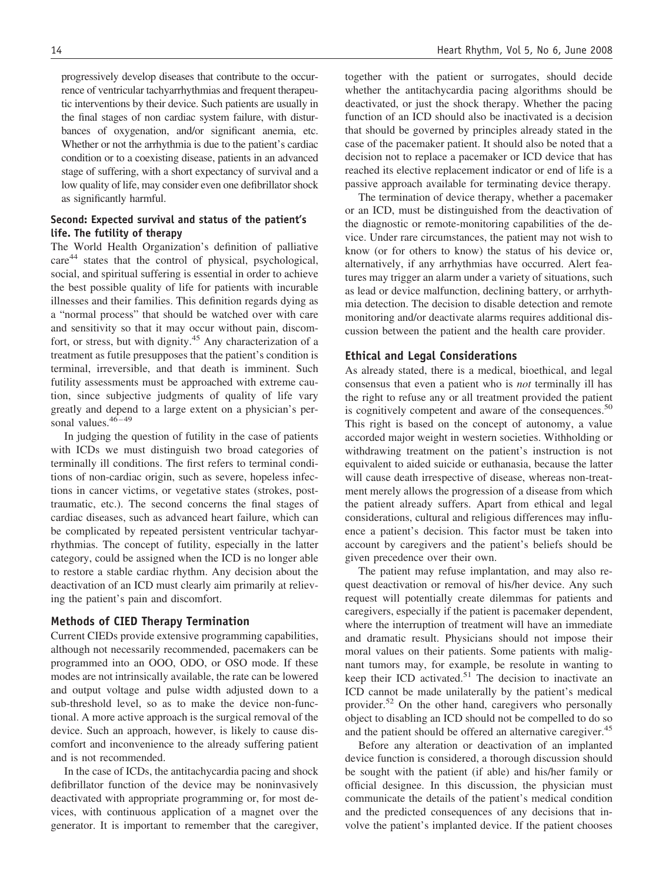progressively develop diseases that contribute to the occurrence of ventricular tachyarrhythmias and frequent therapeutic interventions by their device. Such patients are usually in the final stages of non cardiac system failure, with disturbances of oxygenation, and/or significant anemia, etc. Whether or not the arrhythmia is due to the patient's cardiac condition or to a coexisting disease, patients in an advanced stage of suffering, with a short expectancy of survival and a low quality of life, may consider even one defibrillator shock as significantly harmful.

### Second: Expected survival and status of the patient's life. The futility of therapy

The World Health Organization's definition of palliative care[44] states that the control of physical, psychological, social, and spiritual suffering is essential in order to achieve the best possible quality of life for patients with incurable illnesses and their families. This definition regards dying as a "normal process" that should be watched over with care and sensitivity so that it may occur without pain, discomfort, or stress, but with dignity.[45] Any characterization of a treatment as futile presupposes that the patient's condition is terminal, irreversible, and that death is imminent. Such futility assessments must be approached with extreme caution, since subjective judgments of quality of life vary greatly and depend to a large extent on a physician's personal values.[46–49]

In judging the question of futility in the case of patients with ICDs we must distinguish two broad categories of terminally ill conditions. The first refers to terminal conditions of non-cardiac origin, such as severe, hopeless infections in cancer victims, or vegetative states (strokes, post-traumatic, etc.). The second concerns the final stages of cardiac diseases, such as advanced heart failure, which can be complicated by repeated persistent ventricular tachyarrhythmias. The concept of futility, especially in the latter category, could be assigned when the ICD is no longer able to restore a stable cardiac rhythm. Any decision about the deactivation of an ICD must clearly aim primarily at relieving the patient's pain and discomfort.

## Methods of CIED Therapy Termination

Current CIEDs provide extensive programming capabilities, although not necessarily recommended, pacemakers can be programmed into an OOO, ODO, or OSO mode. If these modes are not intrinsically available, the rate can be lowered and output voltage and pulse width adjusted down to a sub-threshold level, so as to make the device non-functional. A more active approach is the surgical removal of the device. Such an approach, however, is likely to cause discomfort and inconvenience to the already suffering patient and is not recommended.

In the case of ICDs, the antitachycardia pacing and shock defibrillator function of the device may be noninvasively deactivated with appropriate programming or, for most devices, with continuous application of a magnet over the generator. It is important to remember that the caregiver, together with the patient or surrogates, should decide whether the antitachycardia pacing algorithms should be deactivated, or just the shock therapy. Whether the pacing function of an ICD should also be inactivated is a decision that should be governed by principles already stated in the case of the pacemaker patient. It should also be noted that a decision not to replace a pacemaker or ICD device that has reached its elective replacement indicator or end of life is a passive approach available for terminating device therapy.

The termination of device therapy, whether a pacemaker or an ICD, must be distinguished from the deactivation of the diagnostic or remote-monitoring capabilities of the device. Under rare circumstances, the patient may not wish to know (or for others to know) the status of his device or, alternatively, if any arrhythmias have occurred. Alert features may trigger an alarm under a variety of situations, such as lead or device malfunction, declining battery, or arrhythmia detection. The decision to disable detection and remote monitoring and/or deactivate alarms requires additional discussion between the patient and the health care provider.

## Ethical and Legal Considerations

As already stated, there is a medical, bioethical, and legal consensus that even a patient who is *not* terminally ill has the right to refuse any or all treatment provided the patient is cognitively competent and aware of the consequences.[50] This right is based on the concept of autonomy, a value accorded major weight in western societies. Withholding or withdrawing treatment on the patient's instruction is not equivalent to aided suicide or euthanasia, because the latter will cause death irrespective of disease, whereas non-treatment merely allows the progression of a disease from which the patient already suffers. Apart from ethical and legal considerations, cultural and religious differences may influence a patient's decision. This factor must be taken into account by caregivers and the patient's beliefs should be given precedence over their own.

The patient may refuse implantation, and may also request deactivation or removal of his/her device. Any such request will potentially create dilemmas for patients and caregivers, especially if the patient is pacemaker dependent, where the interruption of treatment will have an immediate and dramatic result. Physicians should not impose their moral values on their patients. Some patients with malignant tumors may, for example, be resolute in wanting to keep their ICD activated.[51] The decision to inactivate an ICD cannot be made unilaterally by the patient's medical provider.[52] On the other hand, caregivers who personally object to disabling an ICD should not be compelled to do so and the patient should be offered an alternative caregiver.[45]

Before any alteration or deactivation of an implanted device function is considered, a thorough discussion should be sought with the patient (if able) and his/her family or official designee. In this discussion, the physician must communicate the details of the patient's medical condition and the predicted consequences of any decisions that involve the patient's implanted device. If the patient chooses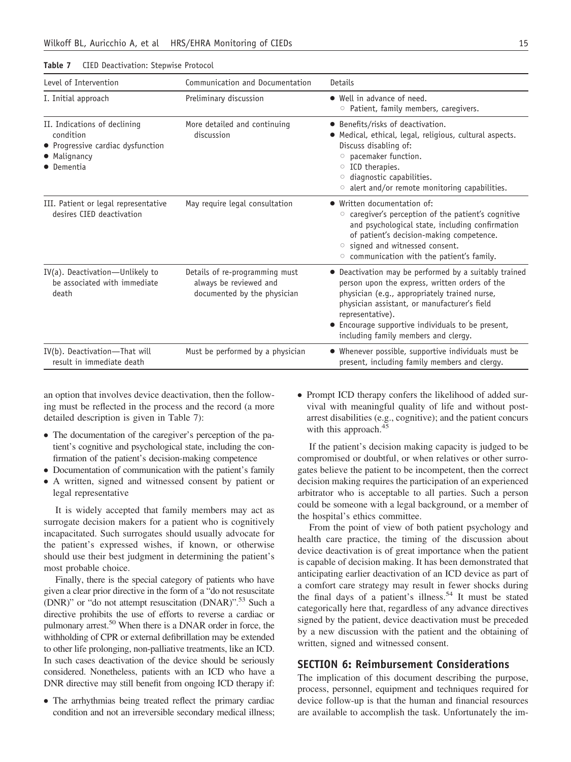**Table 7** CIED Deactivation: Stepwise Protocol

| Level of Intervention | Communication and Documentation | Details |
|---|---|---|
| I. Initial approach | Preliminary discussion | • Well in advance of need.<br>○ Patient, family members, caregivers. |
| II. Indications of declining condition<br>• Progressive cardiac dysfunction<br>• Malignancy<br>• Dementia | More detailed and continuing discussion | • Benefits/risks of deactivation.<br>• Medical, ethical, legal, religious, cultural aspects.<br>Discuss disabling of:<br>○ pacemaker function.<br>○ ICD therapies.<br>○ diagnostic capabilities.<br>○ alert and/or remote monitoring capabilities. |
| III. Patient or legal representative desires CIED deactivation | May require legal consultation | • Written documentation of:<br>○ caregiver's perception of the patient's cognitive and psychological state, including confirmation of patient's decision-making competence.<br>○ signed and witnessed consent.<br>○ communication with the patient's family. |
| IV(a). Deactivation—Unlikely to be associated with immediate death | Details of re-programming must always be reviewed and documented by the physician | • Deactivation may be performed by a suitably trained person upon the express, written orders of the physician (e.g., appropriately trained nurse, physician assistant, or manufacturer's field representative).<br>• Encourage supportive individuals to be present, including family members and clergy. |
| IV(b). Deactivation—That will result in immediate death | Must be performed by a physician | • Whenever possible, supportive individuals must be present, including family members and clergy. |

an option that involves device deactivation, then the following must be reflected in the process and the record (a more detailed description is given in Table 7):

- The documentation of the caregiver's perception of the patient's cognitive and psychological state, including the confirmation of the patient's decision-making competence
- Documentation of communication with the patient's family
- A written, signed and witnessed consent by patient or legal representative

It is widely accepted that family members may act as surrogate decision makers for a patient who is cognitively incapacitated. Such surrogates should usually advocate for the patient's expressed wishes, if known, or otherwise should use their best judgment in determining the patient's most probable choice.

Finally, there is the special category of patients who have given a clear prior directive in the form of a "do not resuscitate (DNR)" or "do not attempt resuscitation (DNAR)".[53] Such a directive prohibits the use of efforts to reverse a cardiac or pulmonary arrest.[50] When there is a DNAR order in force, the withholding of CPR or external defibrillation may be extended to other life prolonging, non-palliative treatments, like an ICD. In such cases deactivation of the device should be seriously considered. Nonetheless, patients with an ICD who have a DNR directive may still benefit from ongoing ICD therapy if:

- The arrhythmias being treated reflect the primary cardiac condition and not an irreversible secondary medical illness;
- Prompt ICD therapy confers the likelihood of added survival with meaningful quality of life and without post-arrest disabilities (e.g., cognitive); and the patient concurs with this approach.[45]

If the patient's decision making capacity is judged to be compromised or doubtful, or when relatives or other surrogates believe the patient to be incompetent, then the correct decision making requires the participation of an experienced arbitrator who is acceptable to all parties. Such a person could be someone with a legal background, or a member of the hospital's ethics committee.

From the point of view of both patient psychology and health care practice, the timing of the discussion about device deactivation is of great importance when the patient is capable of decision making. It has been demonstrated that anticipating earlier deactivation of an ICD device as part of a comfort care strategy may result in fewer shocks during the final days of a patient's illness.[54] It must be stated categorically here that, regardless of any advance directives signed by the patient, device deactivation must be preceded by a new discussion with the patient and the obtaining of written, signed and witnessed consent.

## SECTION 6: Reimbursement Considerations

The implication of this document describing the purpose, process, personnel, equipment and techniques required for device follow-up is that the human and financial resources are available to accomplish the task. Unfortunately the im-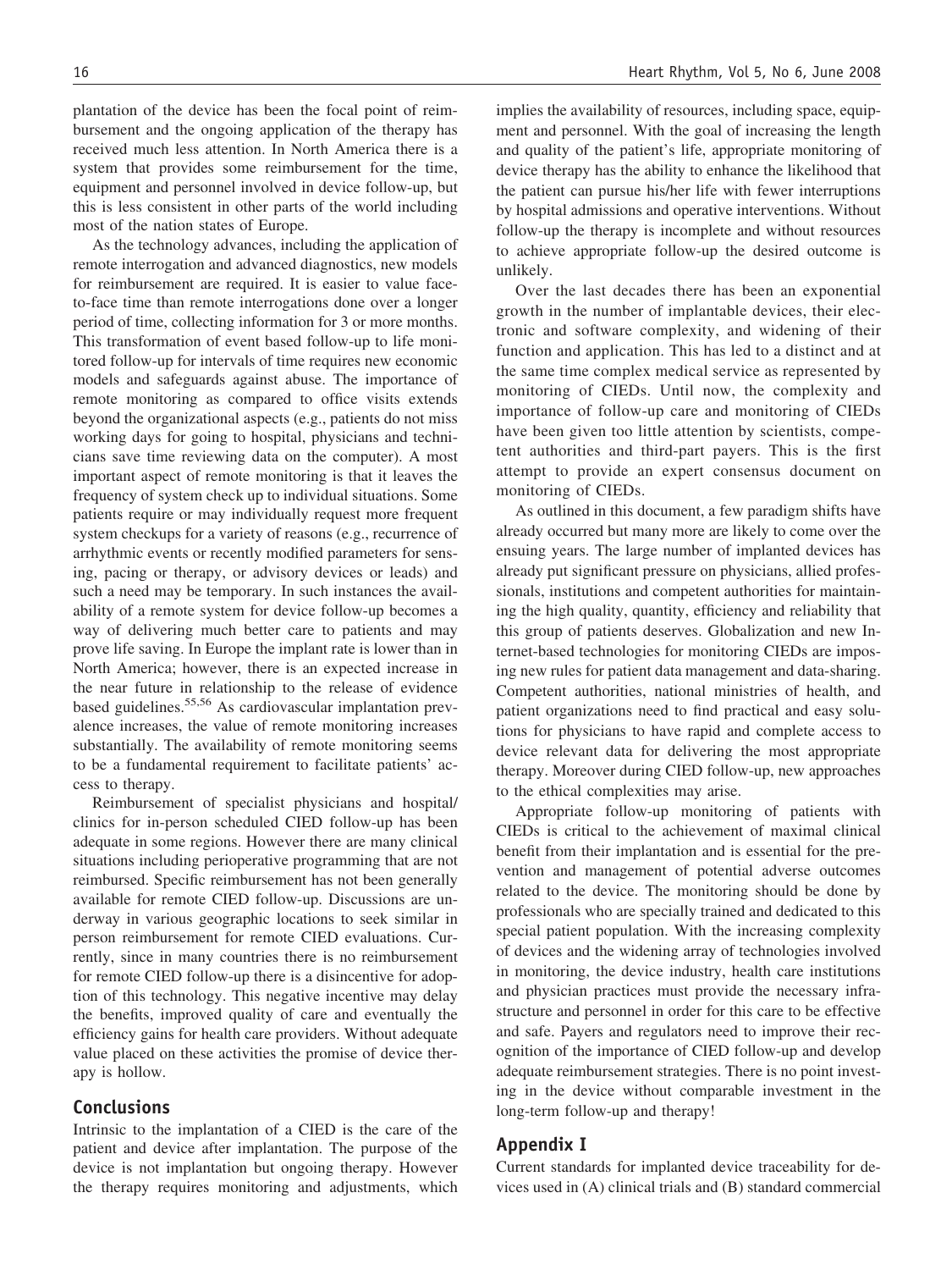plantation of the device has been the focal point of reimbursement and the ongoing application of the therapy has received much less attention. In North America there is a system that provides some reimbursement for the time, equipment and personnel involved in device follow-up, but this is less consistent in other parts of the world including most of the nation states of Europe.

As the technology advances, including the application of remote interrogation and advanced diagnostics, new models for reimbursement are required. It is easier to value face-to-face time than remote interrogations done over a longer period of time, collecting information for 3 or more months. This transformation of event based follow-up to life monitored follow-up for intervals of time requires new economic models and safeguards against abuse. The importance of remote monitoring as compared to office visits extends beyond the organizational aspects (e.g., patients do not miss working days for going to hospital, physicians and technicians save time reviewing data on the computer). A most important aspect of remote monitoring is that it leaves the frequency of system check up to individual situations. Some patients require or may individually request more frequent system checkups for a variety of reasons (e.g., recurrence of arrhythmic events or recently modified parameters for sensing, pacing or therapy, or advisory devices or leads) and such a need may be temporary. In such instances the availability of a remote system for device follow-up becomes a way of delivering much better care to patients and may prove life saving. In Europe the implant rate is lower than in North America; however, there is an expected increase in the near future in relationship to the release of evidence based guidelines.[55,56] As cardiovascular implantation prevalence increases, the value of remote monitoring increases substantially. The availability of remote monitoring seems to be a fundamental requirement to facilitate patients' access to therapy.

Reimbursement of specialist physicians and hospital/clinics for in-person scheduled CIED follow-up has been adequate in some regions. However there are many clinical situations including perioperative programming that are not reimbursed. Specific reimbursement has not been generally available for remote CIED follow-up. Discussions are underway in various geographic locations to seek similar in person reimbursement for remote CIED evaluations. Currently, since in many countries there is no reimbursement for remote CIED follow-up there is a disincentive for adoption of this technology. This negative incentive may delay the benefits, improved quality of care and eventually the efficiency gains for health care providers. Without adequate value placed on these activities the promise of device therapy is hollow.

## Conclusions

Intrinsic to the implantation of a CIED is the care of the patient and device after implantation. The purpose of the device is not implantation but ongoing therapy. However the therapy requires monitoring and adjustments, which implies the availability of resources, including space, equipment and personnel. With the goal of increasing the length and quality of the patient's life, appropriate monitoring of device therapy has the ability to enhance the likelihood that the patient can pursue his/her life with fewer interruptions by hospital admissions and operative interventions. Without follow-up the therapy is incomplete and without resources to achieve appropriate follow-up the desired outcome is unlikely.

Over the last decades there has been an exponential growth in the number of implantable devices, their electronic and software complexity, and widening of their function and application. This has led to a distinct and at the same time complex medical service as represented by monitoring of CIEDs. Until now, the complexity and importance of follow-up care and monitoring of CIEDs have been given too little attention by scientists, competent authorities and third-part payers. This is the first attempt to provide an expert consensus document on monitoring of CIEDs.

As outlined in this document, a few paradigm shifts have already occurred but many more are likely to come over the ensuing years. The large number of implanted devices has already put significant pressure on physicians, allied professionals, institutions and competent authorities for maintaining the high quality, quantity, efficiency and reliability that this group of patients deserves. Globalization and new Internet-based technologies for monitoring CIEDs are imposing new rules for patient data management and data-sharing. Competent authorities, national ministries of health, and patient organizations need to find practical and easy solutions for physicians to have rapid and complete access to device relevant data for delivering the most appropriate therapy. Moreover during CIED follow-up, new approaches to the ethical complexities may arise.

Appropriate follow-up monitoring of patients with CIEDs is critical to the achievement of maximal clinical benefit from their implantation and is essential for the prevention and management of potential adverse outcomes related to the device. The monitoring should be done by professionals who are specially trained and dedicated to this special patient population. With the increasing complexity of devices and the widening array of technologies involved in monitoring, the device industry, health care institutions and physician practices must provide the necessary infrastructure and personnel in order for this care to be effective and safe. Payers and regulators need to improve their recognition of the importance of CIED follow-up and develop adequate reimbursement strategies. There is no point investing in the device without comparable investment in the long-term follow-up and therapy!

## Appendix I

Current standards for implanted device traceability for devices used in (A) clinical trials and (B) standard commercial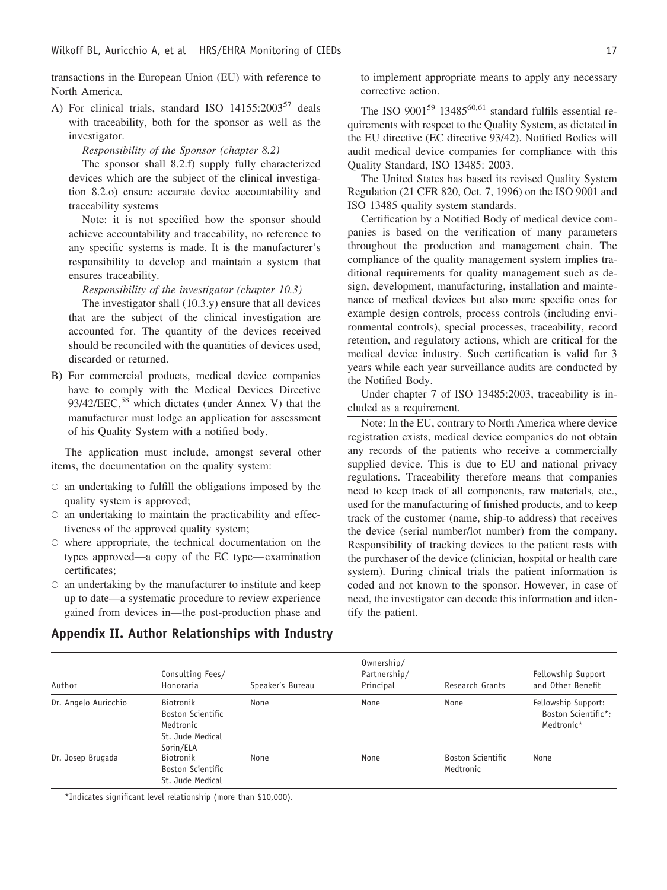transactions in the European Union (EU) with reference to North America.

A) For clinical trials, standard ISO 14155:2003[57] deals with traceability, both for the sponsor as well as the investigator.

*Responsibility of the Sponsor (chapter 8.2)*

The sponsor shall 8.2.f) supply fully characterized devices which are the subject of the clinical investigation 8.2.o) ensure accurate device accountability and traceability systems

Note: it is not specified how the sponsor should achieve accountability and traceability, no reference to any specific systems is made. It is the manufacturer's responsibility to develop and maintain a system that ensures traceability.

*Responsibility of the investigator (chapter 10.3)*

The investigator shall (10.3.y) ensure that all devices that are the subject of the clinical investigation are accounted for. The quantity of the devices received should be reconciled with the quantities of devices used, discarded or returned.

B) For commercial products, medical device companies have to comply with the Medical Devices Directive 93/42/EEC,[58] which dictates (under Annex V) that the manufacturer must lodge an application for assessment of his Quality System with a notified body.

The application must include, amongst several other items, the documentation on the quality system:

- an undertaking to fulfill the obligations imposed by the quality system is approved;
- an undertaking to maintain the practicability and effectiveness of the approved quality system;
- where appropriate, the technical documentation on the types approved—a copy of the EC type—examination certificates;
- an undertaking by the manufacturer to institute and keep up to date—a systematic procedure to review experience gained from devices in—the post-production phase and to implement appropriate means to apply any necessary corrective action.

The ISO 9001[59] 13485[60,61] standard fulfils essential requirements with respect to the Quality System, as dictated in the EU directive (EC directive 93/42). Notified Bodies will audit medical device companies for compliance with this Quality Standard, ISO 13485: 2003.

The United States has based its revised Quality System Regulation (21 CFR 820, Oct. 7, 1996) on the ISO 9001 and ISO 13485 quality system standards.

Certification by a Notified Body of medical device companies is based on the verification of many parameters throughout the production and management chain. The compliance of the quality management system implies traditional requirements for quality management such as design, development, manufacturing, installation and maintenance of medical devices but also more specific ones for example design controls, process controls (including environmental controls), special processes, traceability, record retention, and regulatory actions, which are critical for the medical device industry. Such certification is valid for 3 years while each year surveillance audits are conducted by the Notified Body.

Under chapter 7 of ISO 13485:2003, traceability is included as a requirement.

Note: In the EU, contrary to North America where device registration exists, medical device companies do not obtain any records of the patients who receive a commercially supplied device. This is due to EU and national privacy regulations. Traceability therefore means that companies need to keep track of all components, raw materials, etc., used for the manufacturing of finished products, and to keep track of the customer (name, ship-to address) that receives the device (serial number/lot number) from the company. Responsibility of tracking devices to the patient rests with the purchaser of the device (clinician, hospital or health care system). During clinical trials the patient information is coded and not known to the sponsor. However, in case of need, the investigator can decode this information and identify the patient.

## Appendix II. Author Relationships with Industry

| Author | Consulting Fees/ Honoraria | Speaker's Bureau | Ownership/ Partnership/ Principal | Research Grants | Fellowship Support and Other Benefit |
|---|---|---|---|---|---|
| Dr. Angelo Auricchio | Biotronik<br>Boston Scientific<br>Medtronic<br>St. Jude Medical<br>Sorin/ELA | None | None | None | Fellowship Support: Boston Scientific*; Medtronic* |
| Dr. Josep Brugada | Biotronik<br>Boston Scientific<br>St. Jude Medical | None | None | Boston Scientific<br>Medtronic | None |

*Indicates significant level relationship (more than $10,000).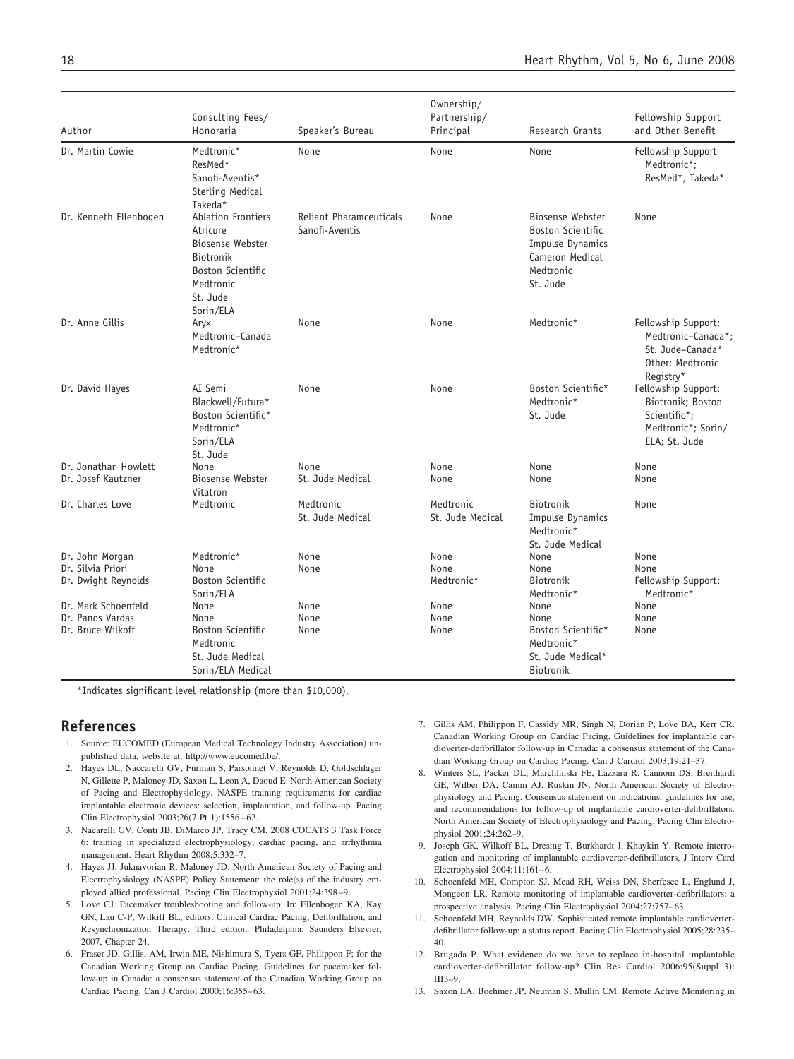| Author | Consulting Fees/ Honoraria | Speaker's Bureau | Ownership/ Partnership/ Principal | Research Grants | Fellowship Support and Other Benefit |
|---|---|---|---|---|---|
| Dr. Martin Cowie | Medtronic* ResMed* Sanofi-Aventis* Sterling Medical Takeda* | None | None | None | Fellowship Support Medtronic*; ResMed*, Takeda* |
| Dr. Kenneth Ellenbogen | Ablation Frontiers Atricure Biosense Webster Biotronik Boston Scientific Medtronic St. Jude Sorin/ELA | Reliant Pharamceuticals Sanofi-Aventis | None | Biosense Webster Boston Scientific Impulse Dynamics Cameron Medical Medtronic St. Jude | None |
| Dr. Anne Gillis | Aryx Medtronic–Canada Medtronic* | None | None | Medtronic* | Fellowship Support: Medtronic–Canada*; St. Jude–Canada* Other: Medtronic Registry* |
| Dr. David Hayes | AI Semi Blackwell/Futura* Boston Scientific* Medtronic* Sorin/ELA St. Jude | None | None | Boston Scientific* Medtronic* St. Jude | Fellowship Support: Biotronik; Boston Scientific*; Medtronic*; Sorin/ ELA; St. Jude |
| Dr. Jonathan Howlett | None | None | None | None | None |
| Dr. Josef Kautzner | Biosense Webster Vitatron | St. Jude Medical | None | None | None |
| Dr. Charles Love | Medtronic | Medtronic St. Jude Medical | Medtronic St. Jude Medical | Biotronik Impulse Dynamics Medtronic* St. Jude Medical | None |
| Dr. John Morgan | Medtronic* | None | None | None | None |
| Dr. Silvia Priori | None | None | None | None | None |
| Dr. Dwight Reynolds | Boston Scientific Sorin/ELA | | Medtronic* | Biotronik Medtronic* | Fellowship Support: Medtronic* |
| Dr. Mark Schoenfeld | None | None | None | None | None |
| Dr. Panos Vardas | None | None | None | None | None |
| Dr. Bruce Wilkoff | Boston Scientific Medtronic St. Jude Medical Sorin/ELA Medical | None | None | Boston Scientific* Medtronic* St. Jude Medical* Biotronik | None |

*Indicates significant level relationship (more than $10,000).

## References

1. Source: EUCOMED (European Medical Technology Industry Association) unpublished data, website at: http://www.eucomed.be/.
2. Hayes DL, Naccarelli GV, Furman S, Parsonnet V, Reynolds D, Goldschlager N, Gillette P, Maloney JD, Saxon L, Leon A, Daoud E. North American Society of Pacing and Electrophysiology. NASPE training requirements for cardiac implantable electronic devices: selection, implantation, and follow-up. Pacing Clin Electrophysiol 2003;26(7 Pt 1):1556–62.
3. Nacarelli GV, Conti JB, DiMarco JP, Tracy CM. 2008 COCATS 3 Task Force 6: training in specialized electrophysiology, cardiac pacing, and arrhythmia management. Heart Rhythm 2008;5:332–7.
4. Hayes JJ, Juknavorian R, Maloney JD. North American Society of Pacing and Electrophysiology (NASPE) Policy Statement: the role(s) of the industry employed allied professional. Pacing Clin Electrophysiol 2001;24:398–9.
5. Love CJ. Pacemaker troubleshooting and follow-up. In: Ellenbogen KA, Kay GN, Lau C-P, Wilkiff BL, editors. Clinical Cardiac Pacing, Defibrillation, and Resynchronization Therapy. Third edition. Philadelphia: Saunders Elsevier, 2007, Chapter 24.
6. Fraser JD, Gillis, AM, Irwin ME, Nishimura S, Tyers GF, Philippon F; for the Canadian Working Group on Cardiac Pacing. Guidelines for pacemaker follow-up in Canada: a consensus statement of the Canadian Working Group on Cardiac Pacing. Can J Cardiol 2000;16:355–63.
7. Gillis AM, Philippon F, Cassidy MR, Singh N, Dorian P, Love BA, Kerr CR. Canadian Working Group on Cardiac Pacing. Guidelines for implantable cardioverter-defibrillator follow-up in Canada: a consensus statement of the Canadian Working Group on Cardiac Pacing. Can J Cardiol 2003;19:21–37.
8. Winters SL, Packer DL, Marchlinski FE, Lazzara R, Cannom DS, Breithardt GE, Wilber DA, Camm AJ, Ruskin JN. North American Society of Electrophysiology and Pacing. Consensus statement on indications, guidelines for use, and recommendations for follow-up of implantable cardioverter-defibrillators. North American Society of Electrophysiology and Pacing. Pacing Clin Electrophysiol 2001;24:262–9.
9. Joseph GK, Wilkoff BL, Dresing T, Burkhardt J, Khaykin Y. Remote interrogation and monitoring of implantable cardioverter-defibrillators. J Interv Card Electrophysiol 2004;11:161–6.
10. Schoenfeld MH, Compton SJ, Mead RH, Weiss DN, Sherfesee L, Englund J, Mongeon LR. Remote monitoring of implantable cardioverter-defibrillators: a prospective analysis. Pacing Clin Electrophysiol 2004;27:757–63.
11. Schoenfeld MH, Reynolds DW. Sophisticated remote implantable cardioverter-defibrillator follow-up: a status report. Pacing Clin Electrophysiol 2005;28:235–40.
12. Brugada P. What evidence do we have to replace in-hospital implantable cardioverter-defibrillator follow-up? Clin Res Cardiol 2006;95(Suppl 3): III3–9.
13. Saxon LA, Boehmer JP, Neuman S, Mullin CM. Remote Active Monitoring in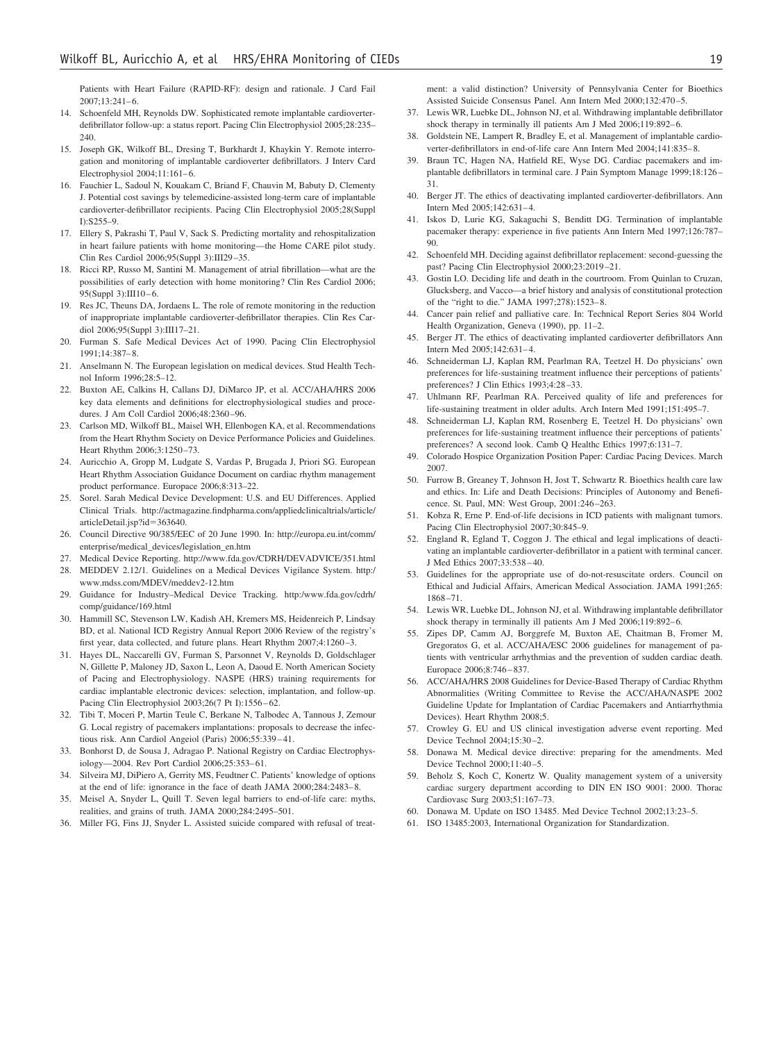Patients with Heart Failure (RAPID-RF): design and rationale. J Card Fail 2007;13:241–6.

14. Schoenfeld MH, Reynolds DW. Sophisticated remote implantable cardioverter-defibrillator follow-up: a status report. Pacing Clin Electrophysiol 2005;28:235–240.
15. Joseph GK, Wilkoff BL, Dresing T, Burkhardt J, Khaykin Y. Remote interrogation and monitoring of implantable cardioverter defibrillators. J Interv Card Electrophysiol 2004;11:161–6.
16. Fauchier L, Sadoul N, Kouakam C, Briand F, Chauvin M, Babuty D, Clementy J. Potential cost savings by telemedicine-assisted long-term care of implantable cardioverter-defibrillator recipients. Pacing Clin Electrophysiol 2005;28(Suppl I):S255–9.
17. Ellery S, Pakrashi T, Paul V, Sack S. Predicting mortality and rehospitalization in heart failure patients with home monitoring—the Home CARE pilot study. Clin Res Cardiol 2006;95(Suppl 3):III29–35.
18. Ricci RP, Russo M, Santini M. Management of atrial fibrillation—what are the possibilities of early detection with home monitoring? Clin Res Cardiol 2006; 95(Suppl 3):III10–6.
19. Res JC, Theuns DA, Jordaens L. The role of remote monitoring in the reduction of inappropriate implantable cardioverter-defibrillator therapies. Clin Res Cardiol 2006;95(Suppl 3):III17–21.
20. Furman S. Safe Medical Devices Act of 1990. Pacing Clin Electrophysiol 1991;14:387–8.
21. Anselmann N. The European legislation on medical devices. Stud Health Technol Inform 1996;28:5–12.
22. Buxton AE, Calkins H, Callans DJ, DiMarco JP, et al. ACC/AHA/HRS 2006 key data elements and definitions for electrophysiological studies and procedures. J Am Coll Cardiol 2006;48:2360–96.
23. Carlson MD, Wilkoff BL, Maisel WH, Ellenbogen KA, et al. Recommendations from the Heart Rhythm Society on Device Performance Policies and Guidelines. Heart Rhythm 2006;3:1250–73.
24. Auricchio A, Gropp M, Ludgate S, Vardas P, Brugada J, Priori SG. European Heart Rhythm Association Guidance Document on cardiac rhythm management product performance. Europace 2006;8:313–22.
25. Sorel. Sarah Medical Device Development: U.S. and EU Differences. Applied Clinical Trials. http://actmagazine.findpharma.com/appliedclinicaltrials/article/articleDetail.jsp?id=363640.
26. Council Directive 90/385/EEC of 20 June 1990. In: http://europa.eu.int/comm/enterprise/medical_devices/legislation_en.htm
27. Medical Device Reporting. http://www.fda.gov/CDRH/DEVADVICE/351.html
28. MEDDEV 2.12/1. Guidelines on a Medical Devices Vigilance System. http:/www.mdss.com/MDEV/meddev2-12.htm
29. Guidance for Industry–Medical Device Tracking. http:/www.fda.gov/cdrh/comp/guidance/169.html
30. Hammill SC, Stevenson LW, Kadish AH, Kremers MS, Heidenreich P, Lindsay BD, et al. National ICD Registry Annual Report 2006 Review of the registry's first year, data collected, and future plans. Heart Rhythm 2007;4:1260–3.
31. Hayes DL, Naccarelli GV, Furman S, Parsonnet V, Reynolds D, Goldschlager N, Gillette P, Maloney JD, Saxon L, Leon A, Daoud E. North American Society of Pacing and Electrophysiology. NASPE (HRS) training requirements for cardiac implantable electronic devices: selection, implantation, and follow-up. Pacing Clin Electrophysiol 2003;26(7 Pt I):1556–62.
32. Tibi T, Moceri P, Martin Teule C, Berkane N, Talbodec A, Tannous J, Zemour G. Local registry of pacemakers implantations: proposals to decrease the infectious risk. Ann Cardiol Angeiol (Paris) 2006;55:339–41.
33. Bonhorst D, de Sousa J, Adragao P. National Registry on Cardiac Electrophysiology—2004. Rev Port Cardiol 2006;25:353–61.
34. Silveira MJ, DiPiero A, Gerrity MS, Feudtner C. Patients' knowledge of options at the end of life: ignorance in the face of death JAMA 2000;284:2483–8.
35. Meisel A, Snyder L, Quill T. Seven legal barriers to end-of-life care: myths, realities, and grains of truth. JAMA 2000;284:2495–501.
36. Miller FG, Fins JJ, Snyder L. Assisted suicide compared with refusal of treatment: a valid distinction? University of Pennsylvania Center for Bioethics Assisted Suicide Consensus Panel. Ann Intern Med 2000;132:470–5.
37. Lewis WR, Luebke DL, Johnson NJ, et al. Withdrawing implantable defibrillator shock therapy in terminally ill patients Am J Med 2006;119:892–6.
38. Goldstein NE, Lampert R, Bradley E, et al. Management of implantable cardioverter-defibrillators in end-of-life care Ann Intern Med 2004;141:835–8.
39. Braun TC, Hagen NA, Hatfield RE, Wyse DG. Cardiac pacemakers and implantable defibrillators in terminal care. J Pain Symptom Manage 1999;18:126–31.
40. Berger JT. The ethics of deactivating implanted cardioverter-defibrillators. Ann Intern Med 2005;142:631–4.
41. Iskos D, Lurie KG, Sakaguchi S, Benditt DG. Termination of implantable pacemaker therapy: experience in five patients Ann Intern Med 1997;126:787–90.
42. Schoenfeld MH. Deciding against defibrillator replacement: second-guessing the past? Pacing Clin Electrophysiol 2000;23:2019–21.
43. Gostin LO. Deciding life and death in the courtroom. From Quinlan to Cruzan, Glucksberg, and Vacco—a brief history and analysis of constitutional protection of the "right to die." JAMA 1997;278):1523–8.
44. Cancer pain relief and palliative care. In: Technical Report Series 804 World Health Organization, Geneva (1990), pp. 11–2.
45. Berger JT. The ethics of deactivating implanted cardioverter defibrillators Ann Intern Med 2005;142:631–4.
46. Schneiderman LJ, Kaplan RM, Pearlman RA, Teetzel H. Do physicians' own preferences for life-sustaining treatment influence their perceptions of patients' preferences? J Clin Ethics 1993;4:28–33.
47. Uhlmann RF, Pearlman RA. Perceived quality of life and preferences for life-sustaining treatment in older adults. Arch Intern Med 1991;151:495–7.
48. Schneiderman LJ, Kaplan RM, Rosenberg E, Teetzel H. Do physicians' own preferences for life-sustaining treatment influence their perceptions of patients' preferences? A second look. Camb Q Healthc Ethics 1997;6:131–7.
49. Colorado Hospice Organization Position Paper: Cardiac Pacing Devices. March 2007.
50. Furrow B, Greaney T, Johnson H, Jost T, Schwartz R. Bioethics health care law and ethics. In: Life and Death Decisions: Principles of Autonomy and Beneficence. St. Paul, MN: West Group, 2001:246–263.
51. Kobza R, Erne P. End-of-life decisions in ICD patients with malignant tumors. Pacing Clin Electrophysiol 2007;30:845–9.
52. England R, Egland T, Coggon J. The ethical and legal implications of deactivating an implantable cardioverter-defibrillator in a patient with terminal cancer. J Med Ethics 2007;33:538–40.
53. Guidelines for the appropriate use of do-not-resuscitate orders. Council on Ethical and Judicial Affairs, American Medical Association. JAMA 1991;265:1868–71.
54. Lewis WR, Luebke DL, Johnson NJ, et al. Withdrawing implantable defibrillator shock therapy in terminally ill patients Am J Med 2006;119:892–6.
55. Zipes DP, Camm AJ, Borggrefe M, Buxton AE, Chaitman B, Fromer M, Gregoratos G, et al. ACC/AHA/ESC 2006 guidelines for management of patients with ventricular arrhythmias and the prevention of sudden cardiac death. Europace 2006;8:746–837.
56. ACC/AHA/HRS 2008 Guidelines for Device-Based Therapy of Cardiac Rhythm Abnormalities (Writing Committee to Revise the ACC/AHA/NASPE 2002 Guideline Update for Implantation of Cardiac Pacemakers and Antiarrhythmia Devices). Heart Rhythm 2008;5.
57. Crowley G. EU and US clinical investigation adverse event reporting. Med Device Technol 2004;15:30–2.
58. Donawa M. Medical device directive: preparing for the amendments. Med Device Technol 2000;11:40–5.
59. Beholz S, Koch C, Konertz W. Quality management system of a university cardiac surgery department according to DIN EN ISO 9001: 2000. Thorac Cardiovasc Surg 2003;51:167–73.
60. Donawa M. Update on ISO 13485. Med Device Technol 2002;13:23–5.
61. ISO 13485:2003, International Organization for Standardization.